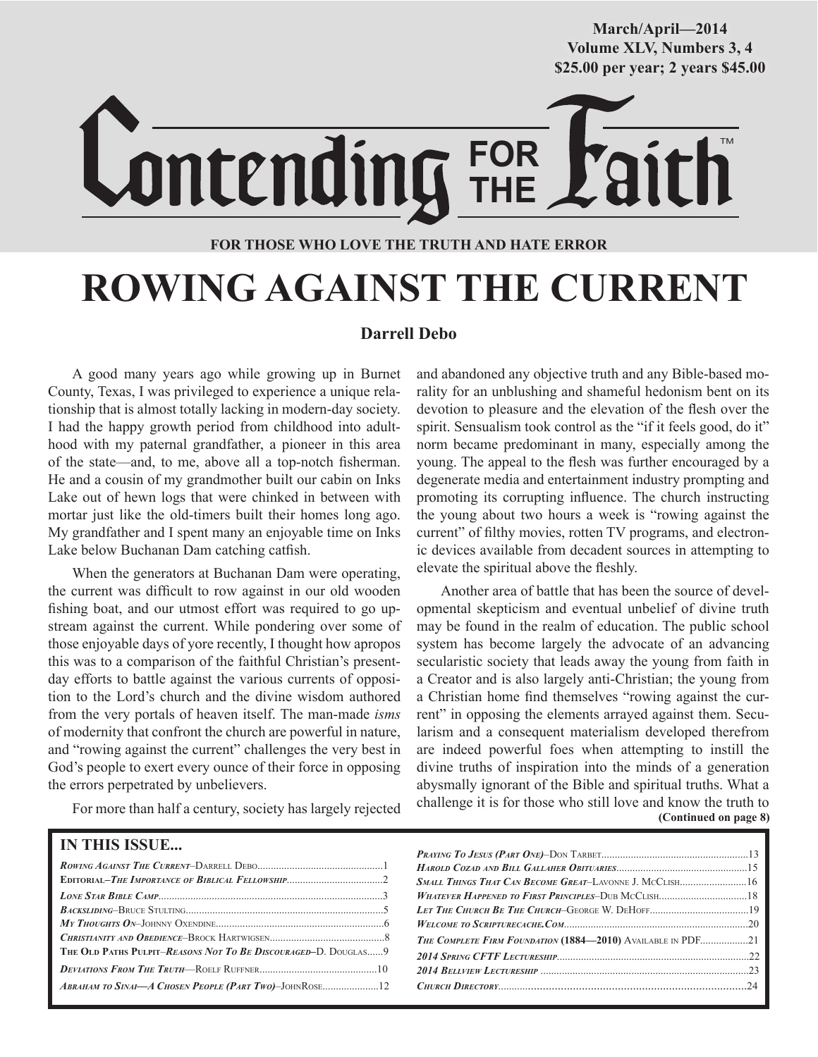March/April—2014
Volume XLV, Numbers 3, 4
$25.00 per year; 2 years $45.00

# Contending FOR THE Faith™

**FOR THOSE WHO LOVE THE TRUTH AND HATE ERROR**

# ROWING AGAINST THE CURRENT

**Darrell Debo**

A good many years ago while growing up in Burnet County, Texas, I was privileged to experience a unique relationship that is almost totally lacking in modern-day society. I had the happy growth period from childhood into adulthood with my paternal grandfather, a pioneer in this area of the state—and, to me, above all a top-notch fisherman. He and a cousin of my grandmother built our cabin on Inks Lake out of hewn logs that were chinked in between with mortar just like the old-timers built their homes long ago. My grandfather and I spent many an enjoyable time on Inks Lake below Buchanan Dam catching catfish.

When the generators at Buchanan Dam were operating, the current was difficult to row against in our old wooden fishing boat, and our utmost effort was required to go upstream against the current. While pondering over some of those enjoyable days of yore recently, I thought how apropos this was to a comparison of the faithful Christian's present-day efforts to battle against the various currents of opposition to the Lord's church and the divine wisdom authored from the very portals of heaven itself. The man-made *isms* of modernity that confront the church are powerful in nature, and "rowing against the current" challenges the very best in God's people to exert every ounce of their force in opposing the errors perpetrated by unbelievers.

For more than half a century, society has largely rejected and abandoned any objective truth and any Bible-based morality for an unblushing and shameful hedonism bent on its devotion to pleasure and the elevation of the flesh over the spirit. Sensualism took control as the "if it feels good, do it" norm became predominant in many, especially among the young. The appeal to the flesh was further encouraged by a degenerate media and entertainment industry prompting and promoting its corrupting influence. The church instructing the young about two hours a week is "rowing against the current" of filthy movies, rotten TV programs, and electronic devices available from decadent sources in attempting to elevate the spiritual above the fleshly.

Another area of battle that has been the source of developmental skepticism and eventual unbelief of divine truth may be found in the realm of education. The public school system has become largely the advocate of an advancing secularistic society that leads away the young from faith in a Creator and is also largely anti-Christian; the young from a Christian home find themselves "rowing against the current" in opposing the elements arrayed against them. Secularism and a consequent materialism developed therefrom are indeed powerful foes when attempting to instill the divine truths of inspiration into the minds of a generation abysmally ignorant of the Bible and spiritual truths. What a challenge it is for those who still love and know the truth to

**(Continued on page 8)**

## IN THIS ISSUE...

*Rowing Against The Current*–Darrell Debo..............1
**Editorial–*The Importance of Biblical Fellowship***..............2
***Lone Star Bible Camp***..............3
***Backsliding***–Bruce Stulting..............5
***My Thoughts On***–Johnny Oxendine..............6
***Christianity and Obedience***–Brock Hartwigsen..............8
**The Old Paths Pulpit–*Reasons Not To Be Discouraged*–D. Douglas**......9
***Deviations From The Truth***—Roelf Ruffner..............10
***Abraham to Sinai—A Chosen People (Part Two)***–JohnRose..............12
***Praying To Jesus (Part One)***–Don Tarbet..............13
***Harold Cozad and Bill Gallaher Obituaries***..............15
***Small Things That Can Become Great***–Lavonne J. McClish..............16
***Whatever Happened to First Principles***–Dub McClish..............18
***Let The Church Be The Church***–George W. DeHoff..............19
***Welcome to Scripturecache.Com***..............20
***The Complete Firm Foundation* (1884—2010) Available in PDF**..............21
***2014 Spring CFTF Lectureship***..............22
***2014 Bellview Lectureship***..............23
***Church Directory***..............24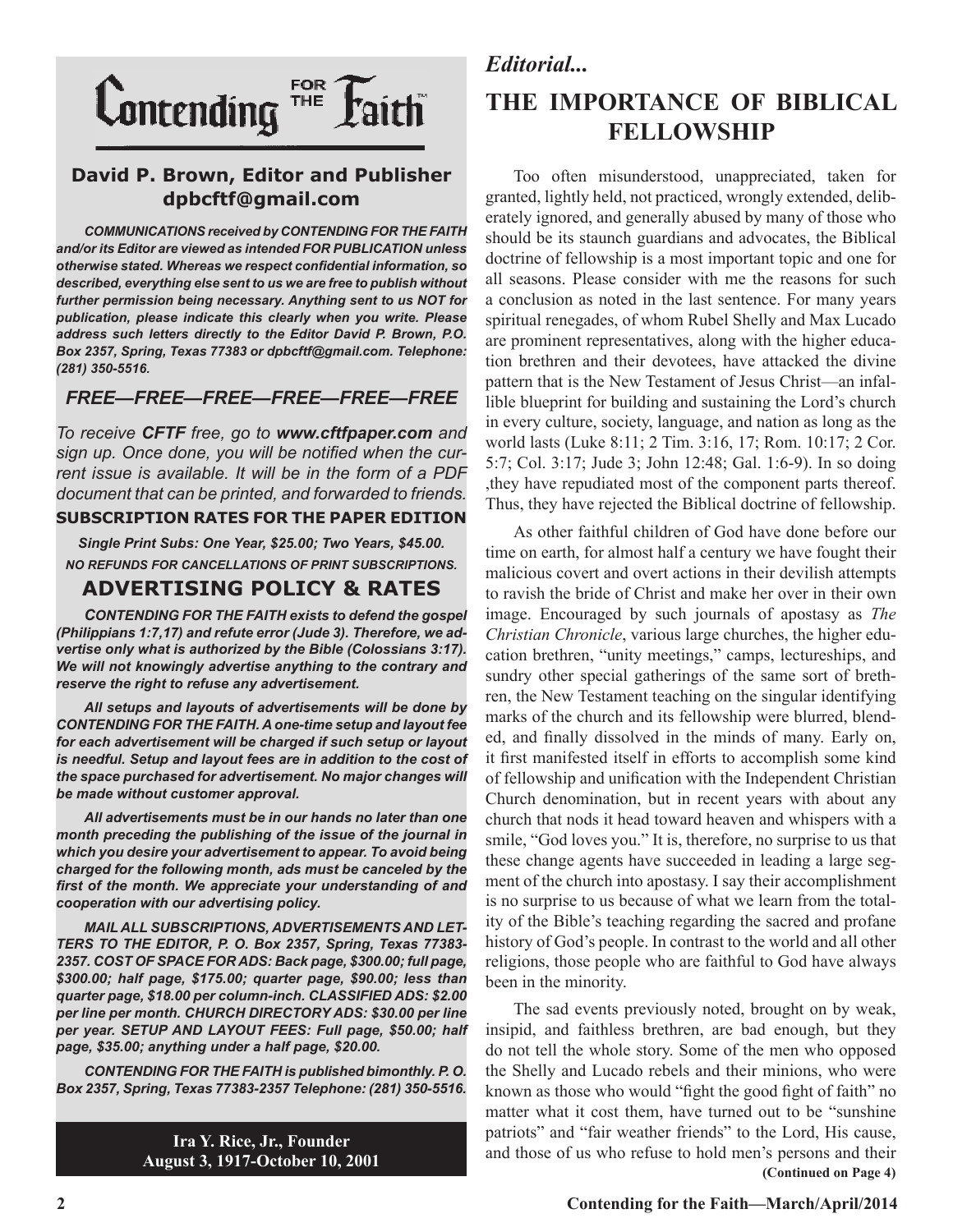# Contending FOR THE Faith™

**David P. Brown, Editor and Publisher**
**dpbcftf@gmail.com**

***COMMUNICATIONS received by CONTENDING FOR THE FAITH and/or its Editor are viewed as intended FOR PUBLICATION unless otherwise stated. Whereas we respect confidential information, so described, everything else sent to us we are free to publish without further permission being necessary. Anything sent to us NOT for publication, please indicate this clearly when you write. Please address such letters directly to the Editor David P. Brown, P.O. Box 2357, Spring, Texas 77383 or dpbcftf@gmail.com. Telephone: (281) 350-5516.***

***FREE—FREE—FREE—FREE—FREE—FREE***

*To receive **CFTF** free, go to **www.cftfpaper.com** and sign up. Once done, you will be notified when the current issue is available. It will be in the form of a PDF document that can be printed, and forwarded to friends.*

**SUBSCRIPTION RATES FOR THE PAPER EDITION**

***Single Print Subs: One Year, $25.00; Two Years, $45.00.***

***NO REFUNDS FOR CANCELLATIONS OF PRINT SUBSCRIPTIONS.***

## ADVERTISING POLICY & RATES

***CONTENDING FOR THE FAITH exists to defend the gospel (Philippians 1:7,17) and refute error (Jude 3). Therefore, we advertise only what is authorized by the Bible (Colossians 3:17). We will not knowingly advertise anything to the contrary and reserve the right to refuse any advertisement.***

***All setups and layouts of advertisements will be done by CONTENDING FOR THE FAITH. A one-time setup and layout fee for each advertisement will be charged if such setup or layout is needful. Setup and layout fees are in addition to the cost of the space purchased for advertisement. No major changes will be made without customer approval.***

***All advertisements must be in our hands no later than one month preceding the publishing of the issue of the journal in which you desire your advertisement to appear. To avoid being charged for the following month, ads must be canceled by the first of the month. We appreciate your understanding of and cooperation with our advertising policy.***

***MAIL ALL SUBSCRIPTIONS, ADVERTISEMENTS AND LETTERS TO THE EDITOR, P. O. Box 2357, Spring, Texas 77383-2357. COST OF SPACE FOR ADS: Back page, $300.00; full page, $300.00; half page, $175.00; quarter page, $90.00; less than quarter page, $18.00 per column-inch. CLASSIFIED ADS: $2.00 per line per month. CHURCH DIRECTORY ADS: $30.00 per line per year. SETUP AND LAYOUT FEES: Full page, $50.00; half page, $35.00; anything under a half page, $20.00.***

***CONTENDING FOR THE FAITH is published bimonthly. P. O. Box 2357, Spring, Texas 77383-2357 Telephone: (281) 350-5516.***

**Ira Y. Rice, Jr., Founder**
**August 3, 1917-October 10, 2001**

*Editorial...*

# THE IMPORTANCE OF BIBLICAL FELLOWSHIP

Too often misunderstood, unappreciated, taken for granted, lightly held, not practiced, wrongly extended, deliberately ignored, and generally abused by many of those who should be its staunch guardians and advocates, the Biblical doctrine of fellowship is a most important topic and one for all seasons. Please consider with me the reasons for such a conclusion as noted in the last sentence. For many years spiritual renegades, of whom Rubel Shelly and Max Lucado are prominent representatives, along with the higher education brethren and their devotees, have attacked the divine pattern that is the New Testament of Jesus Christ—an infallible blueprint for building and sustaining the Lord's church in every culture, society, language, and nation as long as the world lasts (Luke 8:11; 2 Tim. 3:16, 17; Rom. 10:17; 2 Cor. 5:7; Col. 3:17; Jude 3; John 12:48; Gal. 1:6-9). In so doing ,they have repudiated most of the component parts thereof. Thus, they have rejected the Biblical doctrine of fellowship.

As other faithful children of God have done before our time on earth, for almost half a century we have fought their malicious covert and overt actions in their devilish attempts to ravish the bride of Christ and make her over in their own image. Encouraged by such journals of apostasy as *The Christian Chronicle*, various large churches, the higher education brethren, "unity meetings," camps, lectureships, and sundry other special gatherings of the same sort of brethren, the New Testament teaching on the singular identifying marks of the church and its fellowship were blurred, blended, and finally dissolved in the minds of many. Early on, it first manifested itself in efforts to accomplish some kind of fellowship and unification with the Independent Christian Church denomination, but in recent years with about any church that nods it head toward heaven and whispers with a smile, "God loves you." It is, therefore, no surprise to us that these change agents have succeeded in leading a large segment of the church into apostasy. I say their accomplishment is no surprise to us because of what we learn from the totality of the Bible's teaching regarding the sacred and profane history of God's people. In contrast to the world and all other religions, those people who are faithful to God have always been in the minority.

The sad events previously noted, brought on by weak, insipid, and faithless brethren, are bad enough, but they do not tell the whole story. Some of the men who opposed the Shelly and Lucado rebels and their minions, who were known as those who would "fight the good fight of faith" no matter what it cost them, have turned out to be "sunshine patriots" and "fair weather friends" to the Lord, His cause, and those of us who refuse to hold men's persons and their

**(Continued on Page 4)**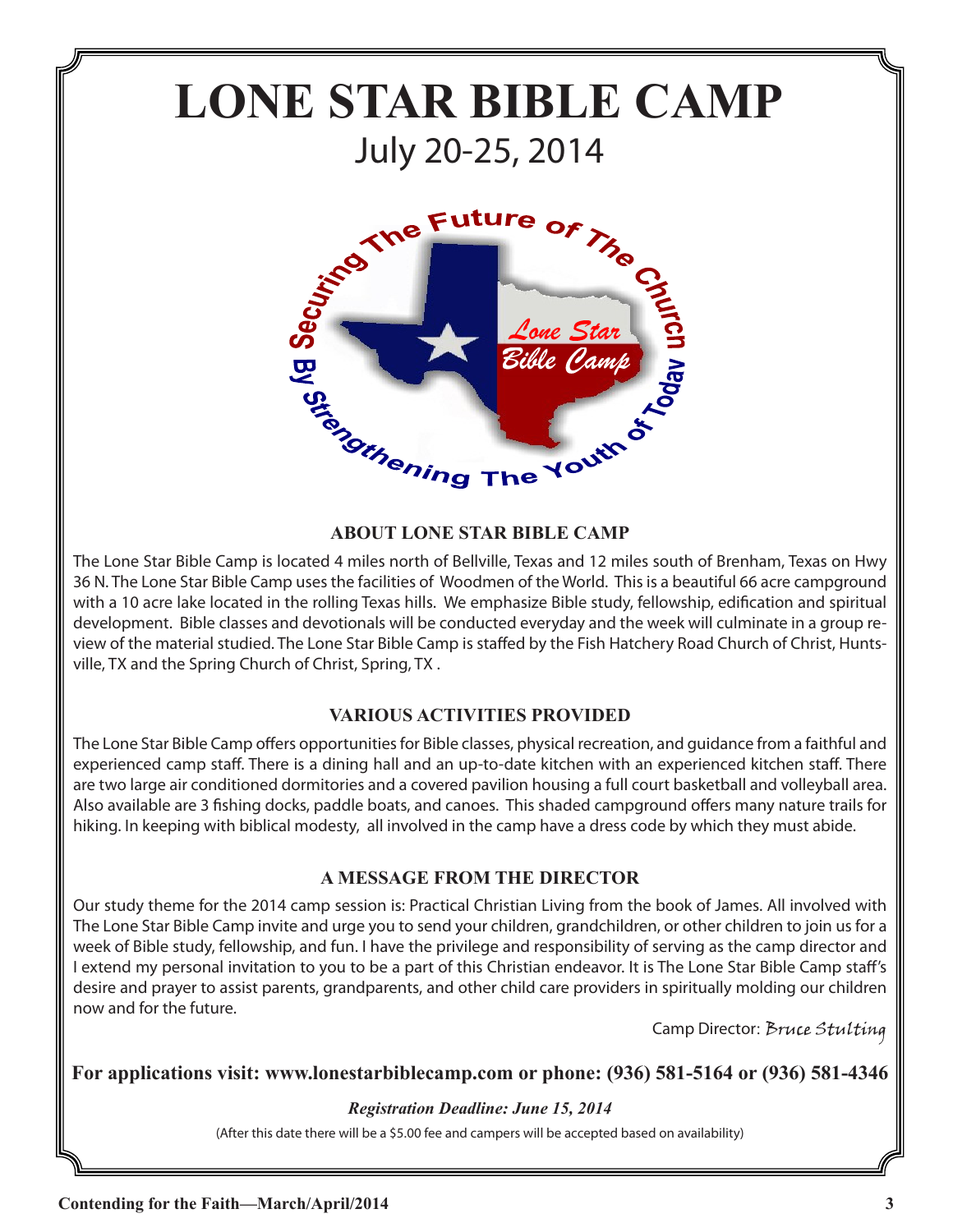# LONE STAR BIBLE CAMP

July 20-25, 2014

Securing The Future of The Church By Strengthening The Youth of Today

Lone Star Bible Camp

### ABOUT LONE STAR BIBLE CAMP

The Lone Star Bible Camp is located 4 miles north of Bellville, Texas and 12 miles south of Brenham, Texas on Hwy 36 N. The Lone Star Bible Camp uses the facilities of Woodmen of the World. This is a beautiful 66 acre campground with a 10 acre lake located in the rolling Texas hills. We emphasize Bible study, fellowship, edification and spiritual development. Bible classes and devotionals will be conducted everyday and the week will culminate in a group review of the material studied. The Lone Star Bible Camp is staffed by the Fish Hatchery Road Church of Christ, Huntsville, TX and the Spring Church of Christ, Spring, TX .

### VARIOUS ACTIVITIES PROVIDED

The Lone Star Bible Camp offers opportunities for Bible classes, physical recreation, and guidance from a faithful and experienced camp staff. There is a dining hall and an up-to-date kitchen with an experienced kitchen staff. There are two large air conditioned dormitories and a covered pavilion housing a full court basketball and volleyball area. Also available are 3 fishing docks, paddle boats, and canoes. This shaded campground offers many nature trails for hiking. In keeping with biblical modesty, all involved in the camp have a dress code by which they must abide.

### A MESSAGE FROM THE DIRECTOR

Our study theme for the 2014 camp session is: Practical Christian Living from the book of James. All involved with The Lone Star Bible Camp invite and urge you to send your children, grandchildren, or other children to join us for a week of Bible study, fellowship, and fun. I have the privilege and responsibility of serving as the camp director and I extend my personal invitation to you to be a part of this Christian endeavor. It is The Lone Star Bible Camp staff's desire and prayer to assist parents, grandparents, and other child care providers in spiritually molding our children now and for the future.

Camp Director: *Bruce Stulting*

**For applications visit: www.lonestarbiblecamp.com or phone: (936) 581-5164 or (936) 581-4346**

***Registration Deadline: June 15, 2014***

(After this date there will be a $5.00 fee and campers will be accepted based on availability)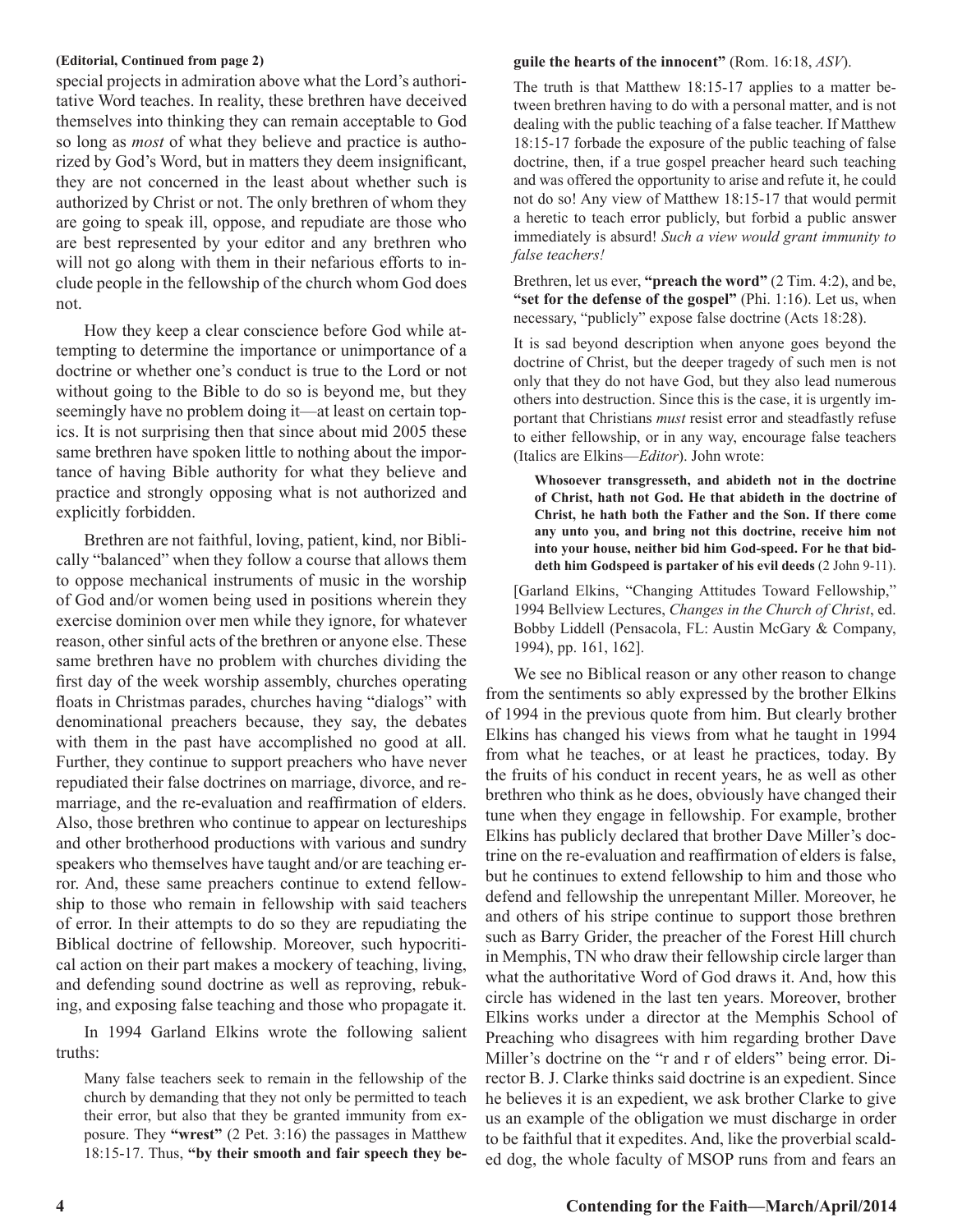**(Editorial, Continued from page 2)**

special projects in admiration above what the Lord's authoritative Word teaches. In reality, these brethren have deceived themselves into thinking they can remain acceptable to God so long as *most* of what they believe and practice is authorized by God's Word, but in matters they deem insignificant, they are not concerned in the least about whether such is authorized by Christ or not. The only brethren of whom they are going to speak ill, oppose, and repudiate are those who are best represented by your editor and any brethren who will not go along with them in their nefarious efforts to include people in the fellowship of the church whom God does not.

How they keep a clear conscience before God while attempting to determine the importance or unimportance of a doctrine or whether one's conduct is true to the Lord or not without going to the Bible to do so is beyond me, but they seemingly have no problem doing it—at least on certain topics. It is not surprising then that since about mid 2005 these same brethren have spoken little to nothing about the importance of having Bible authority for what they believe and practice and strongly opposing what is not authorized and explicitly forbidden.

Brethren are not faithful, loving, patient, kind, nor Biblically "balanced" when they follow a course that allows them to oppose mechanical instruments of music in the worship of God and/or women being used in positions wherein they exercise dominion over men while they ignore, for whatever reason, other sinful acts of the brethren or anyone else. These same brethren have no problem with churches dividing the first day of the week worship assembly, churches operating floats in Christmas parades, churches having "dialogs" with denominational preachers because, they say, the debates with them in the past have accomplished no good at all. Further, they continue to support preachers who have never repudiated their false doctrines on marriage, divorce, and remarriage, and the re-evaluation and reaffirmation of elders. Also, those brethren who continue to appear on lectureships and other brotherhood productions with various and sundry speakers who themselves have taught and/or are teaching error. And, these same preachers continue to extend fellowship to those who remain in fellowship with said teachers of error. In their attempts to do so they are repudiating the Biblical doctrine of fellowship. Moreover, such hypocritical action on their part makes a mockery of teaching, living, and defending sound doctrine as well as reproving, rebuking, and exposing false teaching and those who propagate it.

In 1994 Garland Elkins wrote the following salient truths:

> Many false teachers seek to remain in the fellowship of the church by demanding that they not only be permitted to teach their error, but also that they be granted immunity from exposure. They **"wrest"** (2 Pet. 3:16) the passages in Matthew 18:15-17. Thus, **"by their smooth and fair speech they beguile the hearts of the innocent"** (Rom. 16:18, *ASV*).
>
> The truth is that Matthew 18:15-17 applies to a matter between brethren having to do with a personal matter, and is not dealing with the public teaching of a false teacher. If Matthew 18:15-17 forbade the exposure of the public teaching of false doctrine, then, if a true gospel preacher heard such teaching and was offered the opportunity to arise and refute it, he could not do so! Any view of Matthew 18:15-17 that would permit a heretic to teach error publicly, but forbid a public answer immediately is absurd! *Such a view would grant immunity to false teachers!*
>
> Brethren, let us ever, **"preach the word"** (2 Tim. 4:2), and be, **"set for the defense of the gospel"** (Phi. 1:16). Let us, when necessary, "publicly" expose false doctrine (Acts 18:28).
>
> It is sad beyond description when anyone goes beyond the doctrine of Christ, but the deeper tragedy of such men is not only that they do not have God, but they also lead numerous others into destruction. Since this is the case, it is urgently important that Christians *must* resist error and steadfastly refuse to either fellowship, or in any way, encourage false teachers (Italics are Elkins—*Editor*). John wrote:
>
> > **Whosoever transgresseth, and abideth not in the doctrine of Christ, hath not God. He that abideth in the doctrine of Christ, he hath both the Father and the Son. If there come any unto you, and bring not this doctrine, receive him not into your house, neither bid him God-speed. For he that biddeth him Godspeed is partaker of his evil deeds** (2 John 9-11).
>
> [Garland Elkins, "Changing Attitudes Toward Fellowship," 1994 Bellview Lectures, *Changes in the Church of Christ*, ed. Bobby Liddell (Pensacola, FL: Austin McGary & Company, 1994), pp. 161, 162].

We see no Biblical reason or any other reason to change from the sentiments so ably expressed by the brother Elkins of 1994 in the previous quote from him. But clearly brother Elkins has changed his views from what he taught in 1994 from what he teaches, or at least he practices, today. By the fruits of his conduct in recent years, he as well as other brethren who think as he does, obviously have changed their tune when they engage in fellowship. For example, brother Elkins has publicly declared that brother Dave Miller's doctrine on the re-evaluation and reaffirmation of elders is false, but he continues to extend fellowship to him and those who defend and fellowship the unrepentant Miller. Moreover, he and others of his stripe continue to support those brethren such as Barry Grider, the preacher of the Forest Hill church in Memphis, TN who draw their fellowship circle larger than what the authoritative Word of God draws it. And, how this circle has widened in the last ten years. Moreover, brother Elkins works under a director at the Memphis School of Preaching who disagrees with him regarding brother Dave Miller's doctrine on the "r and r of elders" being error. Director B. J. Clarke thinks said doctrine is an expedient. Since he believes it is an expedient, we ask brother Clarke to give us an example of the obligation we must discharge in order to be faithful that it expedites. And, like the proverbial scalded dog, the whole faculty of MSOP runs from and fears an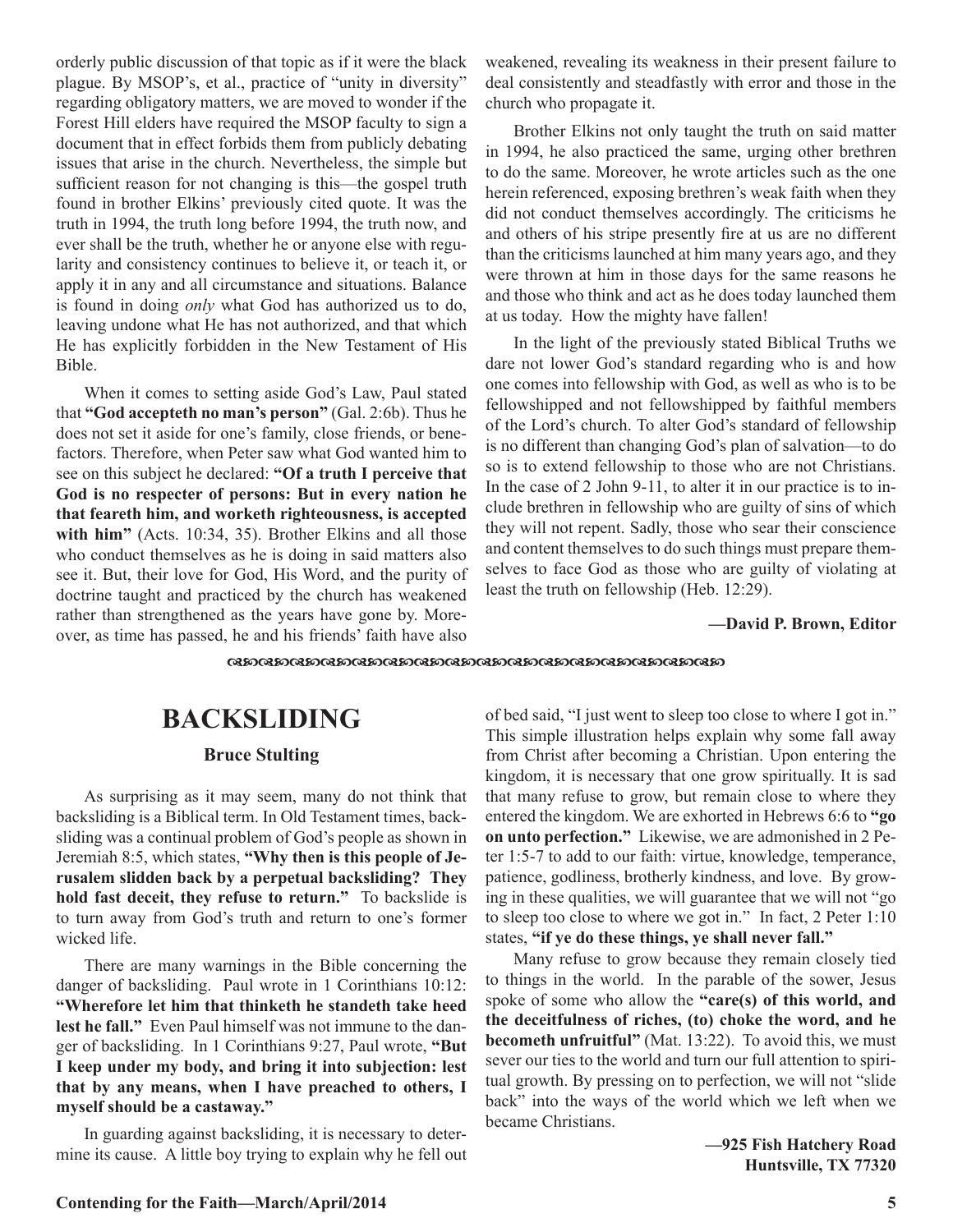orderly public discussion of that topic as if it were the black plague. By MSOP's, et al., practice of "unity in diversity" regarding obligatory matters, we are moved to wonder if the Forest Hill elders have required the MSOP faculty to sign a document that in effect forbids them from publicly debating issues that arise in the church. Nevertheless, the simple but sufficient reason for not changing is this—the gospel truth found in brother Elkins' previously cited quote. It was the truth in 1994, the truth long before 1994, the truth now, and ever shall be the truth, whether he or anyone else with regularity and consistency continues to believe it, or teach it, or apply it in any and all circumstance and situations. Balance is found in doing *only* what God has authorized us to do, leaving undone what He has not authorized, and that which He has explicitly forbidden in the New Testament of His Bible.

When it comes to setting aside God's Law, Paul stated that **"God accepteth no man's person"** (Gal. 2:6b). Thus he does not set it aside for one's family, close friends, or benefactors. Therefore, when Peter saw what God wanted him to see on this subject he declared: **"Of a truth I perceive that God is no respecter of persons: But in every nation he that feareth him, and worketh righteousness, is accepted with him"** (Acts. 10:34, 35). Brother Elkins and all those who conduct themselves as he is doing in said matters also see it. But, their love for God, His Word, and the purity of doctrine taught and practiced by the church has weakened rather than strengthened as the years have gone by. Moreover, as time has passed, he and his friends' faith have also weakened, revealing its weakness in their present failure to deal consistently and steadfastly with error and those in the church who propagate it.

Brother Elkins not only taught the truth on said matter in 1994, he also practiced the same, urging other brethren to do the same. Moreover, he wrote articles such as the one herein referenced, exposing brethren's weak faith when they did not conduct themselves accordingly. The criticisms he and others of his stripe presently fire at us are no different than the criticisms launched at him many years ago, and they were thrown at him in those days for the same reasons he and those who think and act as he does today launched them at us today. How the mighty have fallen!

In the light of the previously stated Biblical Truths we dare not lower God's standard regarding who is and how one comes into fellowship with God, as well as who is to be fellowshipped and not fellowshipped by faithful members of the Lord's church. To alter God's standard of fellowship is no different than changing God's plan of salvation—to do so is to extend fellowship to those who are not Christians. In the case of 2 John 9-11, to alter it in our practice is to include brethren in fellowship who are guilty of sins of which they will not repent. Sadly, those who sear their conscience and content themselves to do such things must prepare themselves to face God as those who are guilty of violating at least the truth on fellowship (Heb. 12:29).

**—David P. Brown, Editor**

# BACKSLIDING

**Bruce Stulting**

As surprising as it may seem, many do not think that backsliding is a Biblical term. In Old Testament times, backsliding was a continual problem of God's people as shown in Jeremiah 8:5, which states, **"Why then is this people of Jerusalem slidden back by a perpetual backsliding? They hold fast deceit, they refuse to return."** To backslide is to turn away from God's truth and return to one's former wicked life.

There are many warnings in the Bible concerning the danger of backsliding. Paul wrote in 1 Corinthians 10:12: **"Wherefore let him that thinketh he standeth take heed lest he fall."** Even Paul himself was not immune to the danger of backsliding. In 1 Corinthians 9:27, Paul wrote, **"But I keep under my body, and bring it into subjection: lest that by any means, when I have preached to others, I myself should be a castaway."**

In guarding against backsliding, it is necessary to determine its cause. A little boy trying to explain why he fell out of bed said, "I just went to sleep too close to where I got in." This simple illustration helps explain why some fall away from Christ after becoming a Christian. Upon entering the kingdom, it is necessary that one grow spiritually. It is sad that many refuse to grow, but remain close to where they entered the kingdom. We are exhorted in Hebrews 6:6 to **"go on unto perfection."** Likewise, we are admonished in 2 Peter 1:5-7 to add to our faith: virtue, knowledge, temperance, patience, godliness, brotherly kindness, and love. By growing in these qualities, we will guarantee that we will not "go to sleep too close to where we got in." In fact, 2 Peter 1:10 states, **"if ye do these things, ye shall never fall."**

Many refuse to grow because they remain closely tied to things in the world. In the parable of the sower, Jesus spoke of some who allow the **"care(s) of this world, and the deceitfulness of riches, (to) choke the word, and he becometh unfruitful"** (Mat. 13:22). To avoid this, we must sever our ties to the world and turn our full attention to spiritual growth. By pressing on to perfection, we will not "slide back" into the ways of the world which we left when we became Christians.

**—925 Fish Hatchery Road**
**Huntsville, TX 77320**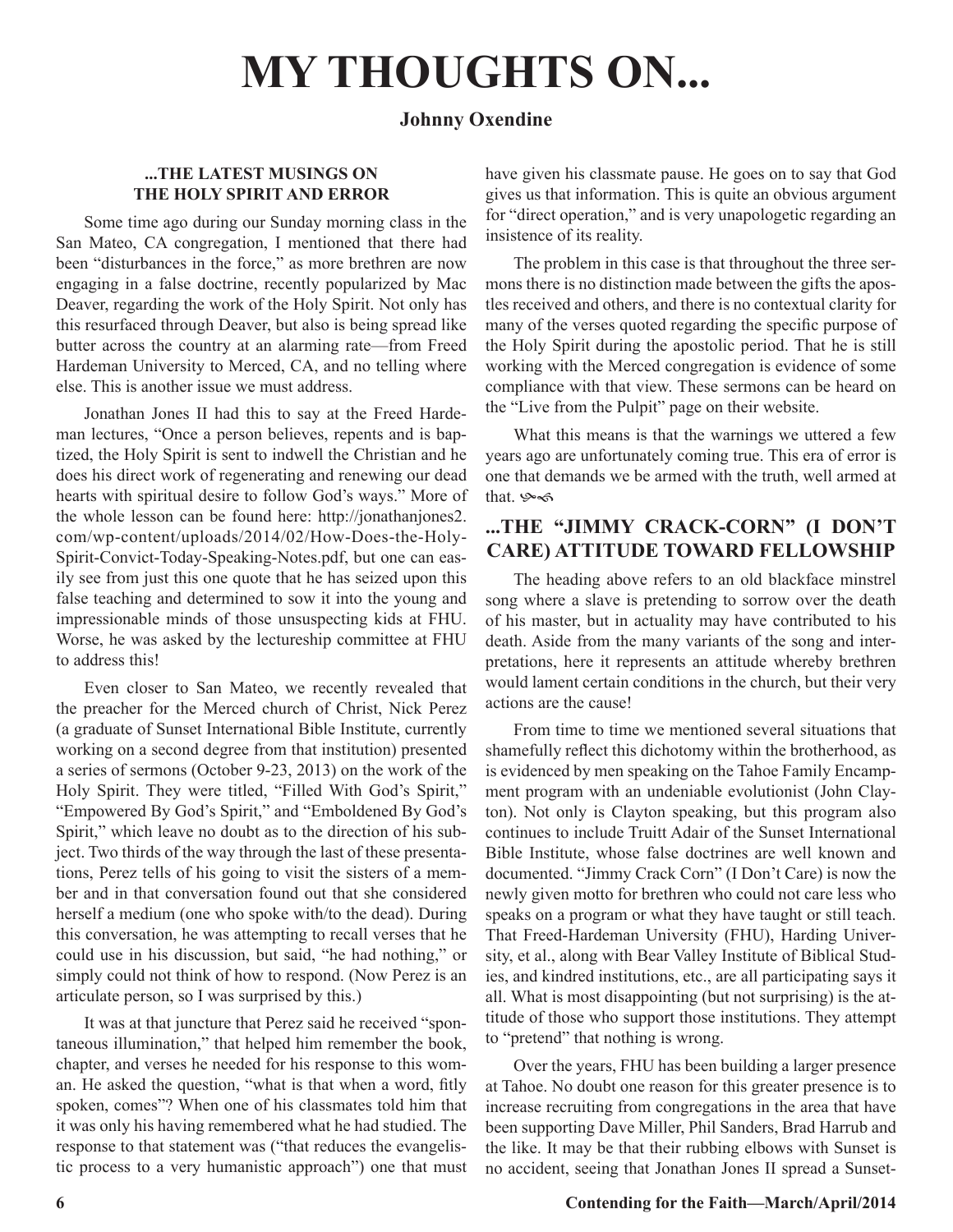# MY THOUGHTS ON...

**Johnny Oxendine**

### ...THE LATEST MUSINGS ON THE HOLY SPIRIT AND ERROR

Some time ago during our Sunday morning class in the San Mateo, CA congregation, I mentioned that there had been "disturbances in the force," as more brethren are now engaging in a false doctrine, recently popularized by Mac Deaver, regarding the work of the Holy Spirit. Not only has this resurfaced through Deaver, but also is being spread like butter across the country at an alarming rate—from Freed Hardeman University to Merced, CA, and no telling where else. This is another issue we must address.

Jonathan Jones II had this to say at the Freed Hardeman lectures, "Once a person believes, repents and is baptized, the Holy Spirit is sent to indwell the Christian and he does his direct work of regenerating and renewing our dead hearts with spiritual desire to follow God's ways." More of the whole lesson can be found here: http://jonathanjones2.com/wp-content/uploads/2014/02/How-Does-the-Holy-Spirit-Convict-Today-Speaking-Notes.pdf, but one can easily see from just this one quote that he has seized upon this false teaching and determined to sow it into the young and impressionable minds of those unsuspecting kids at FHU. Worse, he was asked by the lectureship committee at FHU to address this!

Even closer to San Mateo, we recently revealed that the preacher for the Merced church of Christ, Nick Perez (a graduate of Sunset International Bible Institute, currently working on a second degree from that institution) presented a series of sermons (October 9-23, 2013) on the work of the Holy Spirit. They were titled, "Filled With God's Spirit," "Empowered By God's Spirit," and "Emboldened By God's Spirit," which leave no doubt as to the direction of his subject. Two thirds of the way through the last of these presentations, Perez tells of his going to visit the sisters of a member and in that conversation found out that she considered herself a medium (one who spoke with/to the dead). During this conversation, he was attempting to recall verses that he could use in his discussion, but said, "he had nothing," or simply could not think of how to respond. (Now Perez is an articulate person, so I was surprised by this.)

It was at that juncture that Perez said he received "spontaneous illumination," that helped him remember the book, chapter, and verses he needed for his response to this woman. He asked the question, "what is that when a word, fitly spoken, comes"? When one of his classmates told him that it was only his having remembered what he had studied. The response to that statement was ("that reduces the evangelistic process to a very humanistic approach") one that must have given his classmate pause. He goes on to say that God gives us that information. This is quite an obvious argument for "direct operation," and is very unapologetic regarding an insistence of its reality.

The problem in this case is that throughout the three sermons there is no distinction made between the gifts the apostles received and others, and there is no contextual clarity for many of the verses quoted regarding the specific purpose of the Holy Spirit during the apostolic period. That he is still working with the Merced congregation is evidence of some compliance with that view. These sermons can be heard on the "Live from the Pulpit" page on their website.

What this means is that the warnings we uttered a few years ago are unfortunately coming true. This era of error is one that demands we be armed with the truth, well armed at that.

### ...THE "JIMMY CRACK-CORN" (I DON'T CARE) ATTITUDE TOWARD FELLOWSHIP

The heading above refers to an old blackface minstrel song where a slave is pretending to sorrow over the death of his master, but in actuality may have contributed to his death. Aside from the many variants of the song and interpretations, here it represents an attitude whereby brethren would lament certain conditions in the church, but their very actions are the cause!

From time to time we mentioned several situations that shamefully reflect this dichotomy within the brotherhood, as is evidenced by men speaking on the Tahoe Family Encampment program with an undeniable evolutionist (John Clayton). Not only is Clayton speaking, but this program also continues to include Truitt Adair of the Sunset International Bible Institute, whose false doctrines are well known and documented. "Jimmy Crack Corn" (I Don't Care) is now the newly given motto for brethren who could not care less who speaks on a program or what they have taught or still teach. That Freed-Hardeman University (FHU), Harding University, et al., along with Bear Valley Institute of Biblical Studies, and kindred institutions, etc., are all participating says it all. What is most disappointing (but not surprising) is the attitude of those who support those institutions. They attempt to "pretend" that nothing is wrong.

Over the years, FHU has been building a larger presence at Tahoe. No doubt one reason for this greater presence is to increase recruiting from congregations in the area that have been supporting Dave Miller, Phil Sanders, Brad Harrub and the like. It may be that their rubbing elbows with Sunset is no accident, seeing that Jonathan Jones II spread a Sunset-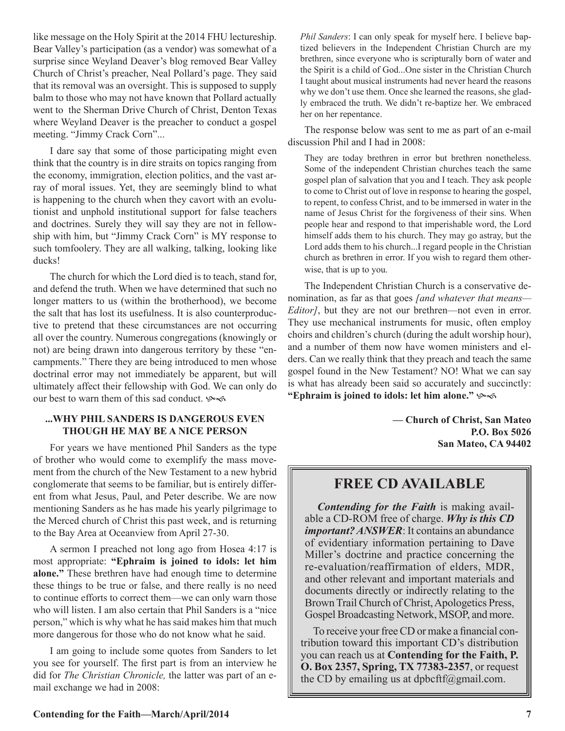like message on the Holy Spirit at the 2014 FHU lectureship. Bear Valley's participation (as a vendor) was somewhat of a surprise since Weyland Deaver's blog removed Bear Valley Church of Christ's preacher, Neal Pollard's page. They said that its removal was an oversight. This is supposed to supply balm to those who may not have known that Pollard actually went to the Sherman Drive Church of Christ, Denton Texas where Weyland Deaver is the preacher to conduct a gospel meeting. "Jimmy Crack Corn"...

I dare say that some of those participating might even think that the country is in dire straits on topics ranging from the economy, immigration, election politics, and the vast array of moral issues. Yet, they are seemingly blind to what is happening to the church when they cavort with an evolutionist and unphold institutional support for false teachers and doctrines. Surely they will say they are not in fellowship with him, but "Jimmy Crack Corn" is MY response to such tomfoolery. They are all walking, talking, looking like ducks!

The church for which the Lord died is to teach, stand for, and defend the truth. When we have determined that such no longer matters to us (within the brotherhood), we become the salt that has lost its usefulness. It is also counterproductive to pretend that these circumstances are not occurring all over the country. Numerous congregations (knowingly or not) are being drawn into dangerous territory by these "encampments." There they are being introduced to men whose doctrinal error may not immediately be apparent, but will ultimately affect their fellowship with God. We can only do our best to warn them of this sad conduct.

### ...WHY PHIL SANDERS IS DANGEROUS EVEN THOUGH HE MAY BE A NICE PERSON

For years we have mentioned Phil Sanders as the type of brother who would come to exemplify the mass movement from the church of the New Testament to a new hybrid conglomerate that seems to be familiar, but is entirely different from what Jesus, Paul, and Peter describe. We are now mentioning Sanders as he has made his yearly pilgrimage to the Merced church of Christ this past week, and is returning to the Bay Area at Oceanview from April 27-30.

A sermon I preached not long ago from Hosea 4:17 is most appropriate: **"Ephraim is joined to idols: let him alone."** These brethren have had enough time to determine these things to be true or false, and there really is no need to continue efforts to correct them—we can only warn those who will listen. I am also certain that Phil Sanders is a "nice person," which is why what he has said makes him that much more dangerous for those who do not know what he said.

I am going to include some quotes from Sanders to let you see for yourself. The first part is from an interview he did for *The Christian Chronicle,* the latter was part of an e-mail exchange we had in 2008:

> *Phil Sanders*: I can only speak for myself here. I believe baptized believers in the Independent Christian Church are my brethren, since everyone who is scripturally born of water and the Spirit is a child of God...One sister in the Christian Church I taught about musical instruments had never heard the reasons why we don't use them. Once she learned the reasons, she gladly embraced the truth. We didn't re-baptize her. We embraced her on her repentance.

The response below was sent to me as part of an e-mail discussion Phil and I had in 2008:

> They are today brethren in error but brethren nonetheless. Some of the independent Christian churches teach the same gospel plan of salvation that you and I teach. They ask people to come to Christ out of love in response to hearing the gospel, to repent, to confess Christ, and to be immersed in water in the name of Jesus Christ for the forgiveness of their sins. When people hear and respond to that imperishable word, the Lord himself adds them to his church. They may go astray, but the Lord adds them to his church...I regard people in the Christian church as brethren in error. If you wish to regard them otherwise, that is up to you.

The Independent Christian Church is a conservative denomination, as far as that goes *[and whatever that means—Editor]*, but they are not our brethren—not even in error. They use mechanical instruments for music, often employ choirs and children's church (during the adult worship hour), and a number of them now have women ministers and elders. Can we really think that they preach and teach the same gospel found in the New Testament? NO! What we can say is what has already been said so accurately and succinctly: **"Ephraim is joined to idols: let him alone."**

**— Church of Christ, San Mateo**
**P.O. Box 5026**
**San Mateo, CA 94402**

## FREE CD AVAILABLE

***Contending for the Faith*** is making available a CD-ROM free of charge. ***Why is this CD important? ANSWER***: It contains an abundance of evidentiary information pertaining to Dave Miller's doctrine and practice concerning the re-evaluation/reaffirmation of elders, MDR, and other relevant and important materials and documents directly or indirectly relating to the Brown Trail Church of Christ, Apologetics Press, Gospel Broadcasting Network, MSOP, and more.

To receive your free CD or make a financial contribution toward this important CD's distribution you can reach us at **Contending for the Faith, P. O. Box 2357, Spring, TX 77383-2357**, or request the CD by emailing us at dpbcftf@gmail.com.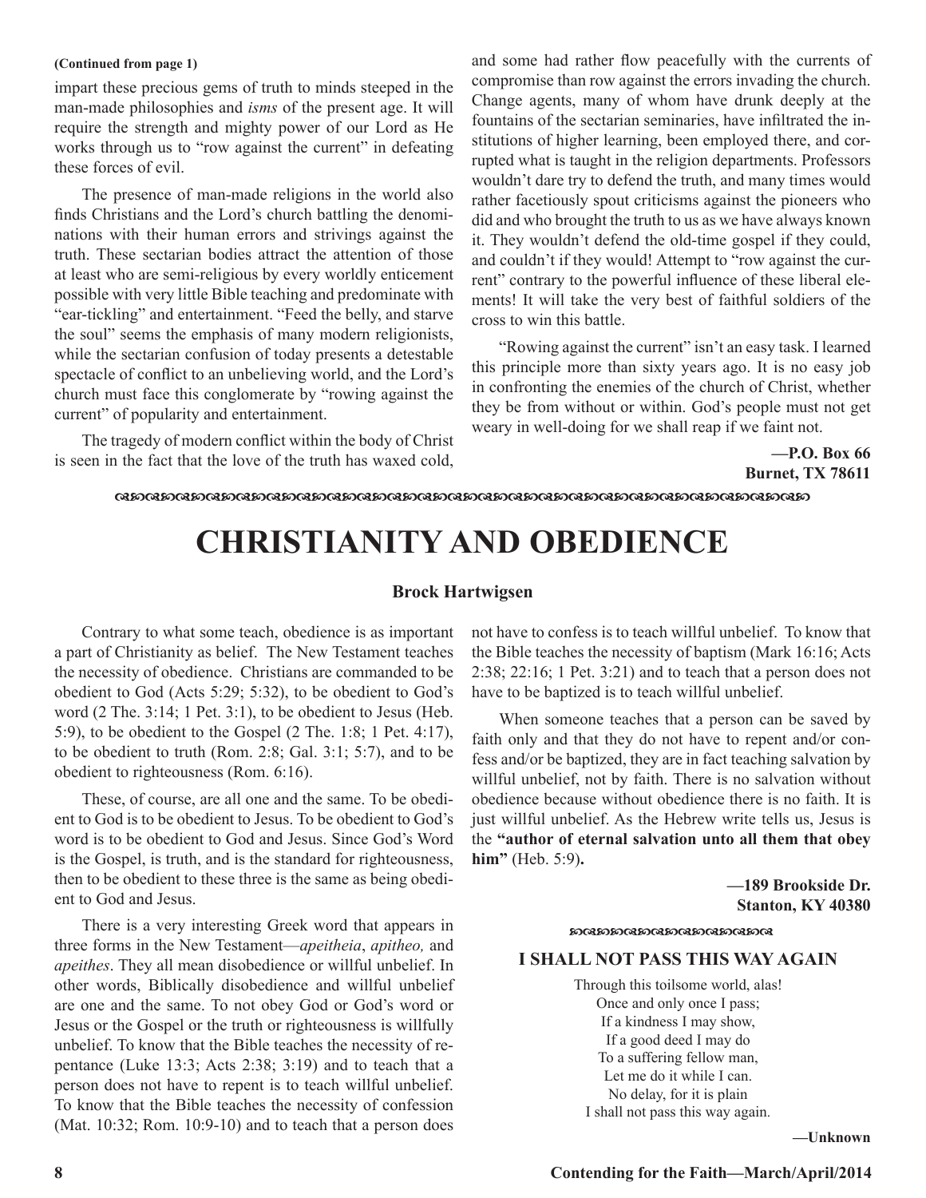**(Continued from page 1)**

impart these precious gems of truth to minds steeped in the man-made philosophies and *isms* of the present age. It will require the strength and mighty power of our Lord as He works through us to "row against the current" in defeating these forces of evil.

The presence of man-made religions in the world also finds Christians and the Lord's church battling the denominations with their human errors and strivings against the truth. These sectarian bodies attract the attention of those at least who are semi-religious by every worldly enticement possible with very little Bible teaching and predominate with "ear-tickling" and entertainment. "Feed the belly, and starve the soul" seems the emphasis of many modern religionists, while the sectarian confusion of today presents a detestable spectacle of conflict to an unbelieving world, and the Lord's church must face this conglomerate by "rowing against the current" of popularity and entertainment.

The tragedy of modern conflict within the body of Christ is seen in the fact that the love of the truth has waxed cold, and some had rather flow peacefully with the currents of compromise than row against the errors invading the church. Change agents, many of whom have drunk deeply at the fountains of the sectarian seminaries, have infiltrated the institutions of higher learning, been employed there, and corrupted what is taught in the religion departments. Professors wouldn't dare try to defend the truth, and many times would rather facetiously spout criticisms against the pioneers who did and who brought the truth to us as we have always known it. They wouldn't defend the old-time gospel if they could, and couldn't if they would! Attempt to "row against the current" contrary to the powerful influence of these liberal elements! It will take the very best of faithful soldiers of the cross to win this battle.

"Rowing against the current" isn't an easy task. I learned this principle more than sixty years ago. It is no easy job in confronting the enemies of the church of Christ, whether they be from without or within. God's people must not get weary in well-doing for we shall reap if we faint not.

**—P.O. Box 66**
**Burnet, TX 78611**

# CHRISTIANITY AND OBEDIENCE

**Brock Hartwigsen**

Contrary to what some teach, obedience is as important a part of Christianity as belief. The New Testament teaches the necessity of obedience. Christians are commanded to be obedient to God (Acts 5:29; 5:32), to be obedient to God's word (2 The. 3:14; 1 Pet. 3:1), to be obedient to Jesus (Heb. 5:9), to be obedient to the Gospel (2 The. 1:8; 1 Pet. 4:17), to be obedient to truth (Rom. 2:8; Gal. 3:1; 5:7), and to be obedient to righteousness (Rom. 6:16).

These, of course, are all one and the same. To be obedient to God is to be obedient to Jesus. To be obedient to God's word is to be obedient to God and Jesus. Since God's Word is the Gospel, is truth, and is the standard for righteousness, then to be obedient to these three is the same as being obedient to God and Jesus.

There is a very interesting Greek word that appears in three forms in the New Testament—*apeitheia*, *apitheo,* and *apeithes*. They all mean disobedience or willful unbelief. In other words, Biblically disobedience and willful unbelief are one and the same. To not obey God or God's word or Jesus or the Gospel or the truth or righteousness is willfully unbelief. To know that the Bible teaches the necessity of repentance (Luke 13:3; Acts 2:38; 3:19) and to teach that a person does not have to repent is to teach willful unbelief. To know that the Bible teaches the necessity of confession (Mat. 10:32; Rom. 10:9-10) and to teach that a person does not have to confess is to teach willful unbelief. To know that the Bible teaches the necessity of baptism (Mark 16:16; Acts 2:38; 22:16; 1 Pet. 3:21) and to teach that a person does not have to be baptized is to teach willful unbelief.

When someone teaches that a person can be saved by faith only and that they do not have to repent and/or confess and/or be baptized, they are in fact teaching salvation by willful unbelief, not by faith. There is no salvation without obedience because without obedience there is no faith. It is just willful unbelief. As the Hebrew write tells us, Jesus is the **"author of eternal salvation unto all them that obey him"** (Heb. 5:9)**.**

**—189 Brookside Dr.**
**Stanton, KY 40380**

### I SHALL NOT PASS THIS WAY AGAIN

Through this toilsome world, alas!
Once and only once I pass;
If a kindness I may show,
If a good deed I may do
To a suffering fellow man,
Let me do it while I can.
No delay, for it is plain
I shall not pass this way again.

**—Unknown**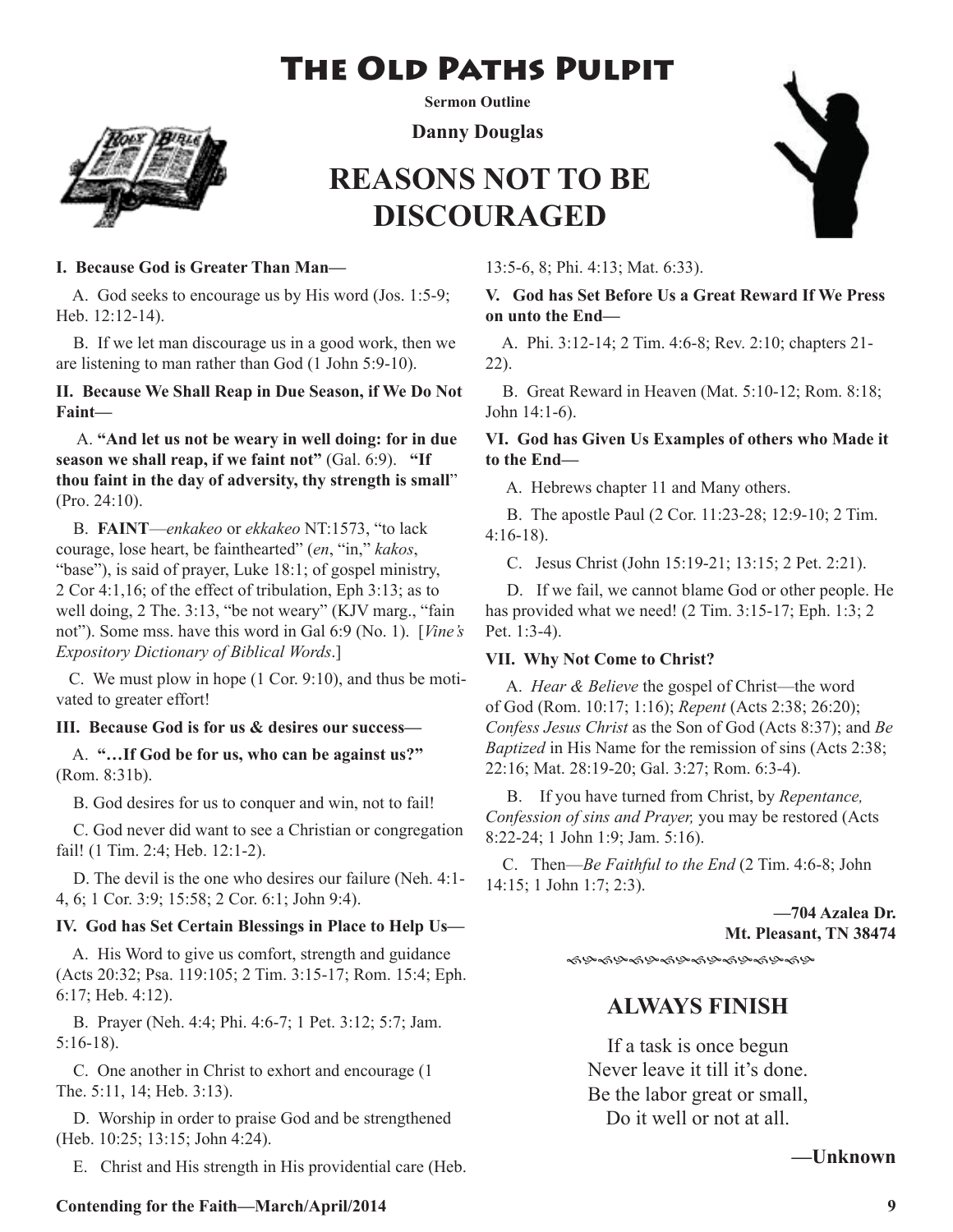# The Old Paths Pulpit

**Sermon Outline**

**Danny Douglas**

# REASONS NOT TO BE DISCOURAGED

**I. Because God is Greater Than Man—**

A. God seeks to encourage us by His word (Jos. 1:5-9; Heb. 12:12-14).

B. If we let man discourage us in a good work, then we are listening to man rather than God (1 John 5:9-10).

**II. Because We Shall Reap in Due Season, if We Do Not Faint—**

A. **"And let us not be weary in well doing: for in due season we shall reap, if we faint not"** (Gal. 6:9). **"If thou faint in the day of adversity, thy strength is small"** (Pro. 24:10).

B. **FAINT**—*enkakeo* or *ekkakeo* NT:1573, "to lack courage, lose heart, be fainthearted" (*en*, "in," *kakos*, "base"), is said of prayer, Luke 18:1; of gospel ministry, 2 Cor 4:1,16; of the effect of tribulation, Eph 3:13; as to well doing, 2 The. 3:13, "be not weary" (KJV marg., "fain not"). Some mss. have this word in Gal 6:9 (No. 1). [*Vine's Expository Dictionary of Biblical Words*.]

C. We must plow in hope (1 Cor. 9:10), and thus be motivated to greater effort!

**III. Because God is for us & desires our success—**

A. **"…If God be for us, who can be against us?"** (Rom. 8:31b).

B. God desires for us to conquer and win, not to fail!

C. God never did want to see a Christian or congregation fail! (1 Tim. 2:4; Heb. 12:1-2).

D. The devil is the one who desires our failure (Neh. 4:1-4, 6; 1 Cor. 3:9; 15:58; 2 Cor. 6:1; John 9:4).

**IV. God has Set Certain Blessings in Place to Help Us—**

A. His Word to give us comfort, strength and guidance (Acts 20:32; Psa. 119:105; 2 Tim. 3:15-17; Rom. 15:4; Eph. 6:17; Heb. 4:12).

B. Prayer (Neh. 4:4; Phi. 4:6-7; 1 Pet. 3:12; 5:7; Jam. 5:16-18).

C. One another in Christ to exhort and encourage (1 The. 5:11, 14; Heb. 3:13).

D. Worship in order to praise God and be strengthened (Heb. 10:25; 13:15; John 4:24).

E. Christ and His strength in His providential care (Heb. 13:5-6, 8; Phi. 4:13; Mat. 6:33).

**V. God has Set Before Us a Great Reward If We Press on unto the End—**

A. Phi. 3:12-14; 2 Tim. 4:6-8; Rev. 2:10; chapters 21-22).

B. Great Reward in Heaven (Mat. 5:10-12; Rom. 8:18; John 14:1-6).

**VI. God has Given Us Examples of others who Made it to the End—**

A. Hebrews chapter 11 and Many others.

B. The apostle Paul (2 Cor. 11:23-28; 12:9-10; 2 Tim. 4:16-18).

C. Jesus Christ (John 15:19-21; 13:15; 2 Pet. 2:21).

D. If we fail, we cannot blame God or other people. He has provided what we need! (2 Tim. 3:15-17; Eph. 1:3; 2 Pet. 1:3-4).

**VII. Why Not Come to Christ?**

A. *Hear & Believe* the gospel of Christ—the word of God (Rom. 10:17; 1:16); *Repent* (Acts 2:38; 26:20); *Confess Jesus Christ* as the Son of God (Acts 8:37); and *Be Baptized* in His Name for the remission of sins (Acts 2:38; 22:16; Mat. 28:19-20; Gal. 3:27; Rom. 6:3-4).

B. If you have turned from Christ, by *Repentance, Confession of sins and Prayer,* you may be restored (Acts 8:22-24; 1 John 1:9; Jam. 5:16).

C. Then—*Be Faithful to the End* (2 Tim. 4:6-8; John 14:15; 1 John 1:7; 2:3).

**—704 Azalea Dr.**
**Mt. Pleasant, TN 38474**

## ALWAYS FINISH

If a task is once begun
Never leave it till it's done.
Be the labor great or small,
Do it well or not at all.

**—Unknown**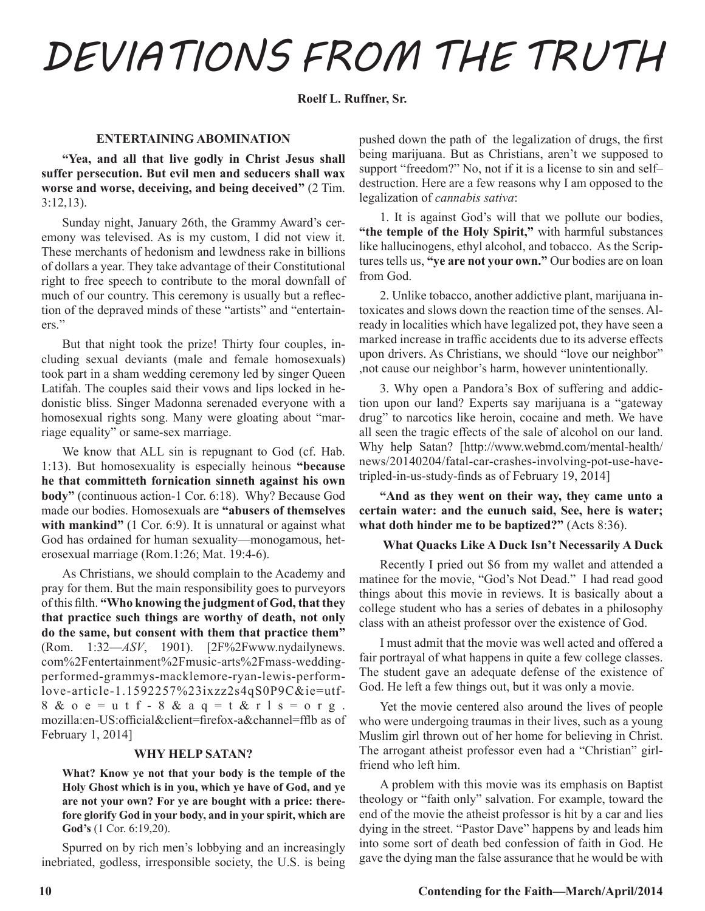# DEVIATIONS FROM THE TRUTH

**Roelf L. Ruffner, Sr.**

### ENTERTAINING ABOMINATION

**"Yea, and all that live godly in Christ Jesus shall suffer persecution. But evil men and seducers shall wax worse and worse, deceiving, and being deceived"** (2 Tim. 3:12,13).

Sunday night, January 26th, the Grammy Award's ceremony was televised. As is my custom, I did not view it. These merchants of hedonism and lewdness rake in billions of dollars a year. They take advantage of their Constitutional right to free speech to contribute to the moral downfall of much of our country. This ceremony is usually but a reflection of the depraved minds of these "artists" and "entertainers."

But that night took the prize! Thirty four couples, including sexual deviants (male and female homosexuals) took part in a sham wedding ceremony led by singer Queen Latifah. The couples said their vows and lips locked in hedonistic bliss. Singer Madonna serenaded everyone with a homosexual rights song. Many were gloating about "marriage equality" or same-sex marriage.

We know that ALL sin is repugnant to God (cf. Hab. 1:13). But homosexuality is especially heinous **"because he that committeth fornication sinneth against his own body"** (continuous action-1 Cor. 6:18). Why? Because God made our bodies. Homosexuals are **"abusers of themselves with mankind"** (1 Cor. 6:9). It is unnatural or against what God has ordained for human sexuality—monogamous, heterosexual marriage (Rom.1:26; Mat. 19:4-6).

As Christians, we should complain to the Academy and pray for them. But the main responsibility goes to purveyors of this filth. **"Who knowing the judgment of God, that they that practice such things are worthy of death, not only do the same, but consent with them that practice them"** (Rom. 1:32—*ASV*, 1901). [2F%2Fwww.nydailynews.com%2Fentertainment%2Fmusic-arts%2Fmass-wedding-performed-grammys-macklemore-ryan-lewis-perform-love-article-1.1592257%23ixzz2s4qS0P9C&ie=utf-8&oe=utf-8&aq=t&rls=org.mozilla:en-US:official&client=firefox-a&channel=fflb as of February 1, 2014]

### WHY HELP SATAN?

**What? Know ye not that your body is the temple of the Holy Ghost which is in you, which ye have of God, and ye are not your own? For ye are bought with a price: therefore glorify God in your body, and in your spirit, which are God's** (1 Cor. 6:19,20).

Spurred on by rich men's lobbying and an increasingly inebriated, godless, irresponsible society, the U.S. is being pushed down the path of the legalization of drugs, the first being marijuana. But as Christians, aren't we supposed to support "freedom?" No, not if it is a license to sin and self–destruction. Here are a few reasons why I am opposed to the legalization of *cannabis sativa*:

1. It is against God's will that we pollute our bodies, **"the temple of the Holy Spirit,"** with harmful substances like hallucinogens, ethyl alcohol, and tobacco. As the Scriptures tells us, **"ye are not your own."** Our bodies are on loan from God.

2. Unlike tobacco, another addictive plant, marijuana intoxicates and slows down the reaction time of the senses. Already in localities which have legalized pot, they have seen a marked increase in traffic accidents due to its adverse effects upon drivers. As Christians, we should "love our neighbor" ,not cause our neighbor's harm, however unintentionally.

3. Why open a Pandora's Box of suffering and addiction upon our land? Experts say marijuana is a "gateway drug" to narcotics like heroin, cocaine and meth. We have all seen the tragic effects of the sale of alcohol on our land. Why help Satan? [http://www.webmd.com/mental-health/news/20140204/fatal-car-crashes-involving-pot-use-have-tripled-in-us-study-finds as of February 19, 2014]

**"And as they went on their way, they came unto a certain water: and the eunuch said, See, here is water; what doth hinder me to be baptized?"** (Acts 8:36).

### What Quacks Like A Duck Isn't Necessarily A Duck

Recently I pried out $6 from my wallet and attended a matinee for the movie, "God's Not Dead." I had read good things about this movie in reviews. It is basically about a college student who has a series of debates in a philosophy class with an atheist professor over the existence of God.

I must admit that the movie was well acted and offered a fair portrayal of what happens in quite a few college classes. The student gave an adequate defense of the existence of God. He left a few things out, but it was only a movie.

Yet the movie centered also around the lives of people who were undergoing traumas in their lives, such as a young Muslim girl thrown out of her home for believing in Christ. The arrogant atheist professor even had a "Christian" girlfriend who left him.

A problem with this movie was its emphasis on Baptist theology or "faith only" salvation. For example, toward the end of the movie the atheist professor is hit by a car and lies dying in the street. "Pastor Dave" happens by and leads him into some sort of death bed confession of faith in God. He gave the dying man the false assurance that he would be with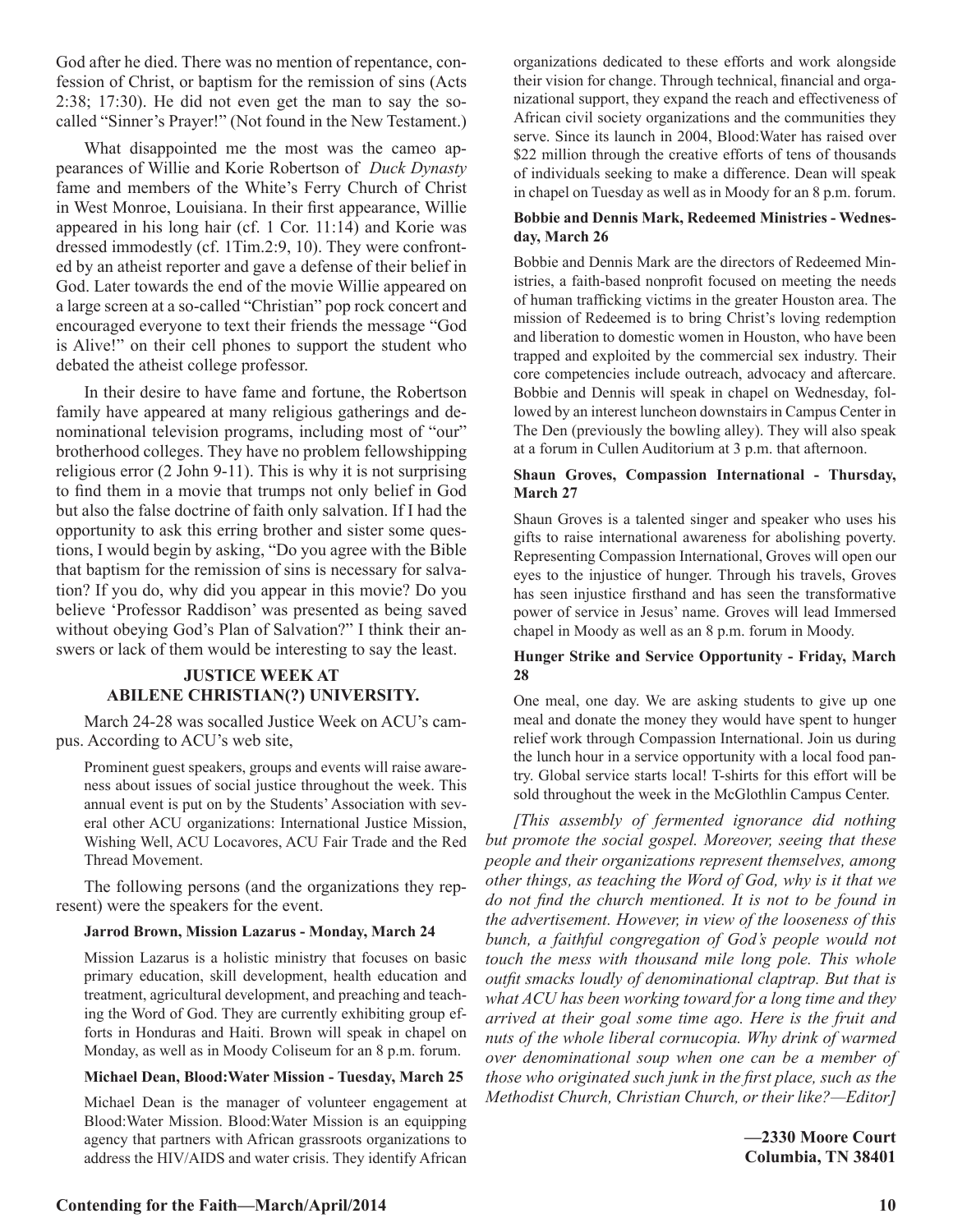God after he died. There was no mention of repentance, confession of Christ, or baptism for the remission of sins (Acts 2:38; 17:30). He did not even get the man to say the so-called "Sinner's Prayer!" (Not found in the New Testament.)

What disappointed me the most was the cameo appearances of Willie and Korie Robertson of *Duck Dynasty* fame and members of the White's Ferry Church of Christ in West Monroe, Louisiana. In their first appearance, Willie appeared in his long hair (cf. 1 Cor. 11:14) and Korie was dressed immodestly (cf. 1Tim.2:9, 10). They were confronted by an atheist reporter and gave a defense of their belief in God. Later towards the end of the movie Willie appeared on a large screen at a so-called "Christian" pop rock concert and encouraged everyone to text their friends the message "God is Alive!" on their cell phones to support the student who debated the atheist college professor.

In their desire to have fame and fortune, the Robertson family have appeared at many religious gatherings and denominational television programs, including most of "our" brotherhood colleges. They have no problem fellowshipping religious error (2 John 9-11). This is why it is not surprising to find them in a movie that trumps not only belief in God but also the false doctrine of faith only salvation. If I had the opportunity to ask this erring brother and sister some questions, I would begin by asking, "Do you agree with the Bible that baptism for the remission of sins is necessary for salvation? If you do, why did you appear in this movie? Do you believe 'Professor Raddison' was presented as being saved without obeying God's Plan of Salvation?" I think their answers or lack of them would be interesting to say the least.

## JUSTICE WEEK AT ABILENE CHRISTIAN(?) UNIVERSITY.

March 24-28 was socalled Justice Week on ACU's campus. According to ACU's web site,

> Prominent guest speakers, groups and events will raise awareness about issues of social justice throughout the week. This annual event is put on by the Students' Association with several other ACU organizations: International Justice Mission, Wishing Well, ACU Locavores, ACU Fair Trade and the Red Thread Movement.

The following persons (and the organizations they represent) were the speakers for the event.

> **Jarrod Brown, Mission Lazarus - Monday, March 24**
>
> Mission Lazarus is a holistic ministry that focuses on basic primary education, skill development, health education and treatment, agricultural development, and preaching and teaching the Word of God. They are currently exhibiting group efforts in Honduras and Haiti. Brown will speak in chapel on Monday, as well as in Moody Coliseum for an 8 p.m. forum.
>
> **Michael Dean, Blood:Water Mission - Tuesday, March 25**
>
> Michael Dean is the manager of volunteer engagement at Blood:Water Mission. Blood:Water Mission is an equipping agency that partners with African grassroots organizations to address the HIV/AIDS and water crisis. They identify African organizations dedicated to these efforts and work alongside their vision for change. Through technical, financial and organizational support, they expand the reach and effectiveness of African civil society organizations and the communities they serve. Since its launch in 2004, Blood:Water has raised over $22 million through the creative efforts of tens of thousands of individuals seeking to make a difference. Dean will speak in chapel on Tuesday as well as in Moody for an 8 p.m. forum.
>
> **Bobbie and Dennis Mark, Redeemed Ministries - Wednesday, March 26**
>
> Bobbie and Dennis Mark are the directors of Redeemed Ministries, a faith-based nonprofit focused on meeting the needs of human trafficking victims in the greater Houston area. The mission of Redeemed is to bring Christ's loving redemption and liberation to domestic women in Houston, who have been trapped and exploited by the commercial sex industry. Their core competencies include outreach, advocacy and aftercare. Bobbie and Dennis will speak in chapel on Wednesday, followed by an interest luncheon downstairs in Campus Center in The Den (previously the bowling alley). They will also speak at a forum in Cullen Auditorium at 3 p.m. that afternoon.
>
> **Shaun Groves, Compassion International - Thursday, March 27**
>
> Shaun Groves is a talented singer and speaker who uses his gifts to raise international awareness for abolishing poverty. Representing Compassion International, Groves will open our eyes to the injustice of hunger. Through his travels, Groves has seen injustice firsthand and has seen the transformative power of service in Jesus' name. Groves will lead Immersed chapel in Moody as well as an 8 p.m. forum in Moody.
>
> **Hunger Strike and Service Opportunity - Friday, March 28**
>
> One meal, one day. We are asking students to give up one meal and donate the money they would have spent to hunger relief work through Compassion International. Join us during the lunch hour in a service opportunity with a local food pantry. Global service starts local! T-shirts for this effort will be sold throughout the week in the McGlothlin Campus Center.

*[This assembly of fermented ignorance did nothing but promote the social gospel. Moreover, seeing that these people and their organizations represent themselves, among other things, as teaching the Word of God, why is it that we do not find the church mentioned. It is not to be found in the advertisement. However, in view of the looseness of this bunch, a faithful congregation of God's people would not touch the mess with thousand mile long pole. This whole outfit smacks loudly of denominational claptrap. But that is what ACU has been working toward for a long time and they arrived at their goal some time ago. Here is the fruit and nuts of the whole liberal cornucopia. Why drink of warmed over denominational soup when one can be a member of those who originated such junk in the first place, such as the Methodist Church, Christian Church, or their like?—Editor]*

**—2330 Moore Court**
**Columbia, TN 38401**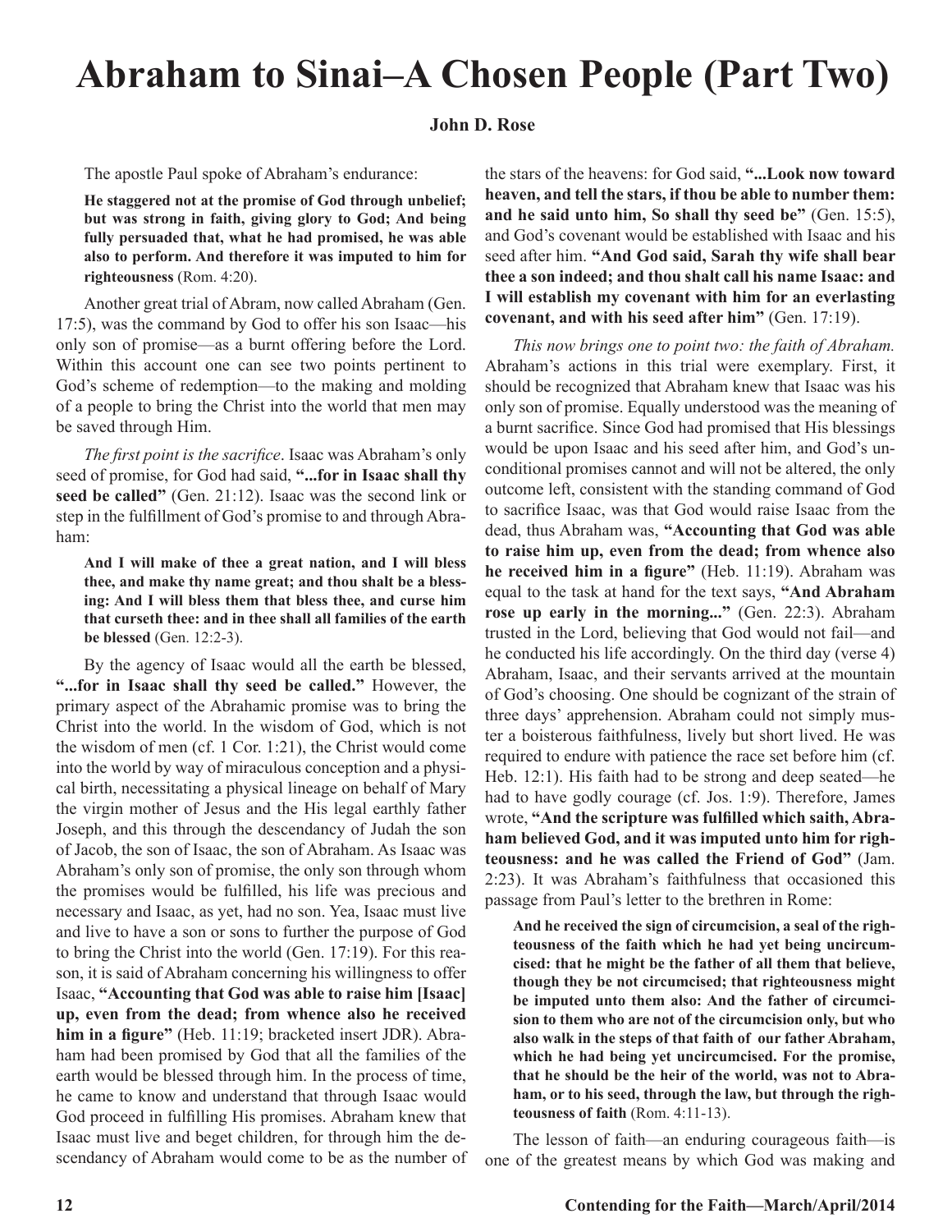# Abraham to Sinai–A Chosen People (Part Two)

**John D. Rose**

The apostle Paul spoke of Abraham's endurance:

> **He staggered not at the promise of God through unbelief; but was strong in faith, giving glory to God; And being fully persuaded that, what he had promised, he was able also to perform. And therefore it was imputed to him for righteousness** (Rom. 4:20).

Another great trial of Abram, now called Abraham (Gen. 17:5), was the command by God to offer his son Isaac—his only son of promise—as a burnt offering before the Lord. Within this account one can see two points pertinent to God's scheme of redemption—to the making and molding of a people to bring the Christ into the world that men may be saved through Him.

*The first point is the sacrifice*. Isaac was Abraham's only seed of promise, for God had said, **"...for in Isaac shall thy seed be called"** (Gen. 21:12). Isaac was the second link or step in the fulfillment of God's promise to and through Abraham:

> **And I will make of thee a great nation, and I will bless thee, and make thy name great; and thou shalt be a blessing: And I will bless them that bless thee, and curse him that curseth thee: and in thee shall all families of the earth be blessed** (Gen. 12:2-3).

By the agency of Isaac would all the earth be blessed, **"...for in Isaac shall thy seed be called."** However, the primary aspect of the Abrahamic promise was to bring the Christ into the world. In the wisdom of God, which is not the wisdom of men (cf. 1 Cor. 1:21), the Christ would come into the world by way of miraculous conception and a physical birth, necessitating a physical lineage on behalf of Mary the virgin mother of Jesus and the His legal earthly father Joseph, and this through the descendancy of Judah the son of Jacob, the son of Isaac, the son of Abraham. As Isaac was Abraham's only son of promise, the only son through whom the promises would be fulfilled, his life was precious and necessary and Isaac, as yet, had no son. Yea, Isaac must live and live to have a son or sons to further the purpose of God to bring the Christ into the world (Gen. 17:19). For this reason, it is said of Abraham concerning his willingness to offer Isaac, **"Accounting that God was able to raise him [Isaac] up, even from the dead; from whence also he received him in a figure"** (Heb. 11:19; bracketed insert JDR). Abraham had been promised by God that all the families of the earth would be blessed through him. In the process of time, he came to know and understand that through Isaac would God proceed in fulfilling His promises. Abraham knew that Isaac must live and beget children, for through him the descendancy of Abraham would come to be as the number of the stars of the heavens: for God said, **"...Look now toward heaven, and tell the stars, if thou be able to number them: and he said unto him, So shall thy seed be"** (Gen. 15:5), and God's covenant would be established with Isaac and his seed after him. **"And God said, Sarah thy wife shall bear thee a son indeed; and thou shalt call his name Isaac: and I will establish my covenant with him for an everlasting covenant, and with his seed after him"** (Gen. 17:19).

*This now brings one to point two: the faith of Abraham.* Abraham's actions in this trial were exemplary. First, it should be recognized that Abraham knew that Isaac was his only son of promise. Equally understood was the meaning of a burnt sacrifice. Since God had promised that His blessings would be upon Isaac and his seed after him, and God's unconditional promises cannot and will not be altered, the only outcome left, consistent with the standing command of God to sacrifice Isaac, was that God would raise Isaac from the dead, thus Abraham was, **"Accounting that God was able to raise him up, even from the dead; from whence also he received him in a figure"** (Heb. 11:19). Abraham was equal to the task at hand for the text says, **"And Abraham rose up early in the morning..."** (Gen. 22:3). Abraham trusted in the Lord, believing that God would not fail—and he conducted his life accordingly. On the third day (verse 4) Abraham, Isaac, and their servants arrived at the mountain of God's choosing. One should be cognizant of the strain of three days' apprehension. Abraham could not simply muster a boisterous faithfulness, lively but short lived. He was required to endure with patience the race set before him (cf. Heb. 12:1). His faith had to be strong and deep seated—he had to have godly courage (cf. Jos. 1:9). Therefore, James wrote, **"And the scripture was fulfilled which saith, Abraham believed God, and it was imputed unto him for righteousness: and he was called the Friend of God"** (Jam. 2:23). It was Abraham's faithfulness that occasioned this passage from Paul's letter to the brethren in Rome:

> **And he received the sign of circumcision, a seal of the righteousness of the faith which he had yet being uncircumcised: that he might be the father of all them that believe, though they be not circumcised; that righteousness might be imputed unto them also: And the father of circumcision to them who are not of the circumcision only, but who also walk in the steps of that faith of our father Abraham, which he had being yet uncircumcised. For the promise, that he should be the heir of the world, was not to Abraham, or to his seed, through the law, but through the righteousness of faith** (Rom. 4:11-13).

The lesson of faith—an enduring courageous faith—is one of the greatest means by which God was making and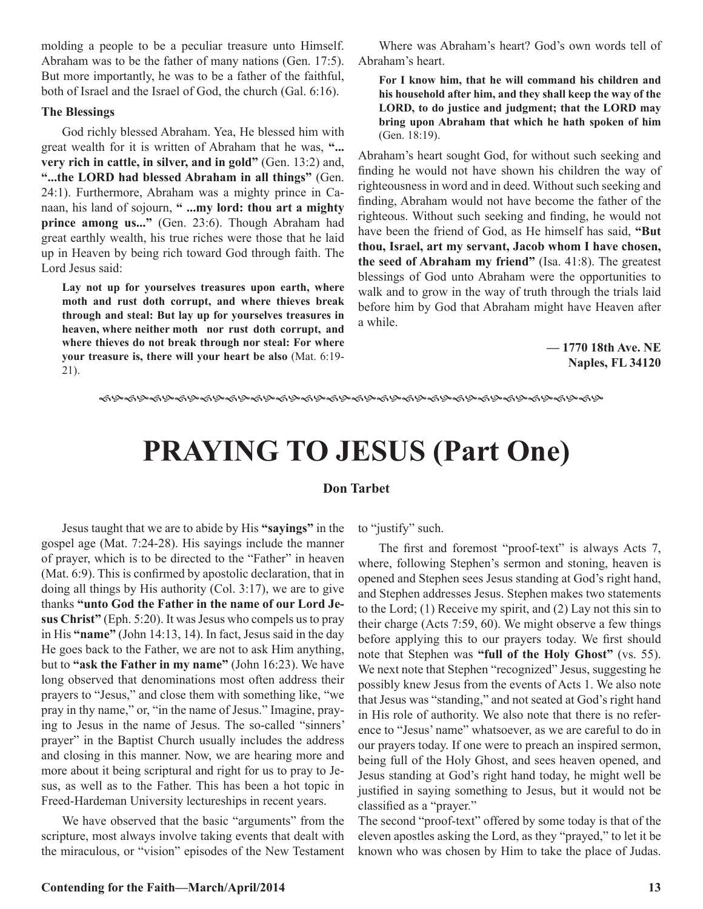molding a people to be a peculiar treasure unto Himself. Abraham was to be the father of many nations (Gen. 17:5). But more importantly, he was to be a father of the faithful, both of Israel and the Israel of God, the church (Gal. 6:16).

**The Blessings**

God richly blessed Abraham. Yea, He blessed him with great wealth for it is written of Abraham that he was, **"... very rich in cattle, in silver, and in gold"** (Gen. 13:2) and, **"...the LORD had blessed Abraham in all things"** (Gen. 24:1). Furthermore, Abraham was a mighty prince in Canaan, his land of sojourn, **" ...my lord: thou art a mighty prince among us..."** (Gen. 23:6). Though Abraham had great earthly wealth, his true riches were those that he laid up in Heaven by being rich toward God through faith. The Lord Jesus said:

> **Lay not up for yourselves treasures upon earth, where moth and rust doth corrupt, and where thieves break through and steal: But lay up for yourselves treasures in heaven, where neither moth nor rust doth corrupt, and where thieves do not break through nor steal: For where your treasure is, there will your heart be also** (Mat. 6:19-21).

Where was Abraham's heart? God's own words tell of Abraham's heart.

> **For I know him, that he will command his children and his household after him, and they shall keep the way of the LORD, to do justice and judgment; that the LORD may bring upon Abraham that which he hath spoken of him** (Gen. 18:19).

Abraham's heart sought God, for without such seeking and finding he would not have shown his children the way of righteousness in word and in deed. Without such seeking and finding, Abraham would not have become the father of the righteous. Without such seeking and finding, he would not have been the friend of God, as He himself has said, **"But thou, Israel, art my servant, Jacob whom I have chosen, the seed of Abraham my friend"** (Isa. 41:8). The greatest blessings of God unto Abraham were the opportunities to walk and to grow in the way of truth through the trials laid before him by God that Abraham might have Heaven after a while.

**— 1770 18th Ave. NE**
**Naples, FL 34120**

# PRAYING TO JESUS (Part One)

**Don Tarbet**

Jesus taught that we are to abide by His **"sayings"** in the gospel age (Mat. 7:24-28). His sayings include the manner of prayer, which is to be directed to the "Father" in heaven (Mat. 6:9). This is confirmed by apostolic declaration, that in doing all things by His authority (Col. 3:17), we are to give thanks **"unto God the Father in the name of our Lord Jesus Christ"** (Eph. 5:20). It was Jesus who compels us to pray in His **"name"** (John 14:13, 14). In fact, Jesus said in the day He goes back to the Father, we are not to ask Him anything, but to **"ask the Father in my name"** (John 16:23). We have long observed that denominations most often address their prayers to "Jesus," and close them with something like, "we pray in thy name," or, "in the name of Jesus." Imagine, praying to Jesus in the name of Jesus. The so-called "sinners' prayer" in the Baptist Church usually includes the address and closing in this manner. Now, we are hearing more and more about it being scriptural and right for us to pray to Jesus, as well as to the Father. This has been a hot topic in Freed-Hardeman University lectureships in recent years.

We have observed that the basic "arguments" from the scripture, most always involve taking events that dealt with the miraculous, or "vision" episodes of the New Testament to "justify" such.

The first and foremost "proof-text" is always Acts 7, where, following Stephen's sermon and stoning, heaven is opened and Stephen sees Jesus standing at God's right hand, and Stephen addresses Jesus. Stephen makes two statements to the Lord; (1) Receive my spirit, and (2) Lay not this sin to their charge (Acts 7:59, 60). We might observe a few things before applying this to our prayers today. We first should note that Stephen was **"full of the Holy Ghost"** (vs. 55). We next note that Stephen "recognized" Jesus, suggesting he possibly knew Jesus from the events of Acts 1. We also note that Jesus was "standing," and not seated at God's right hand in His role of authority. We also note that there is no reference to "Jesus' name" whatsoever, as we are careful to do in our prayers today. If one were to preach an inspired sermon, being full of the Holy Ghost, and sees heaven opened, and Jesus standing at God's right hand today, he might well be justified in saying something to Jesus, but it would not be classified as a "prayer."

The second "proof-text" offered by some today is that of the eleven apostles asking the Lord, as they "prayed," to let it be known who was chosen by Him to take the place of Judas.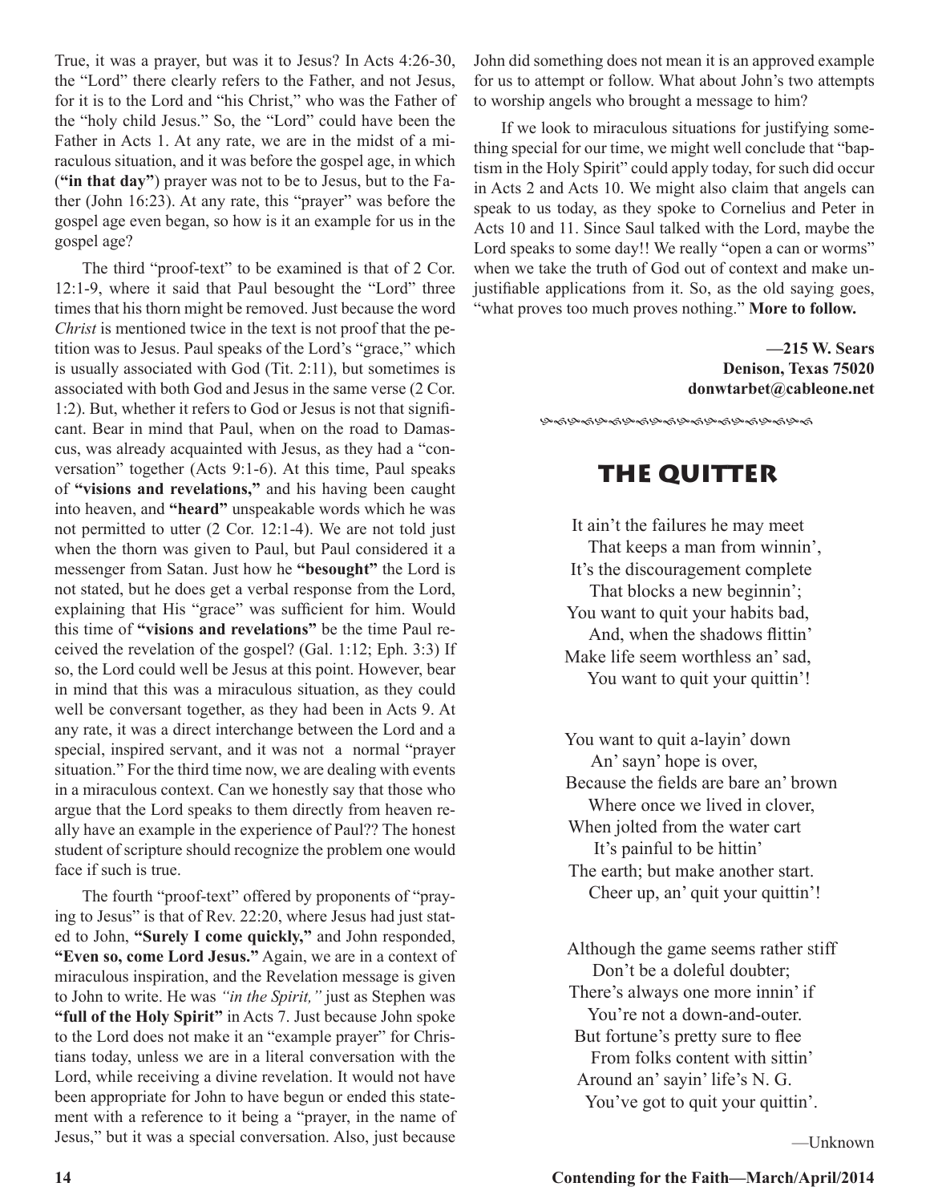True, it was a prayer, but was it to Jesus? In Acts 4:26-30, the "Lord" there clearly refers to the Father, and not Jesus, for it is to the Lord and "his Christ," who was the Father of the "holy child Jesus." So, the "Lord" could have been the Father in Acts 1. At any rate, we are in the midst of a miraculous situation, and it was before the gospel age, in which (**"in that day"**) prayer was not to be to Jesus, but to the Father (John 16:23). At any rate, this "prayer" was before the gospel age even began, so how is it an example for us in the gospel age?

The third "proof-text" to be examined is that of 2 Cor. 12:1-9, where it said that Paul besought the "Lord" three times that his thorn might be removed. Just because the word *Christ* is mentioned twice in the text is not proof that the petition was to Jesus. Paul speaks of the Lord's "grace," which is usually associated with God (Tit. 2:11), but sometimes is associated with both God and Jesus in the same verse (2 Cor. 1:2). But, whether it refers to God or Jesus is not that significant. Bear in mind that Paul, when on the road to Damascus, was already acquainted with Jesus, as they had a "conversation" together (Acts 9:1-6). At this time, Paul speaks of **"visions and revelations,"** and his having been caught into heaven, and **"heard"** unspeakable words which he was not permitted to utter (2 Cor. 12:1-4). We are not told just when the thorn was given to Paul, but Paul considered it a messenger from Satan. Just how he **"besought"** the Lord is not stated, but he does get a verbal response from the Lord, explaining that His "grace" was sufficient for him. Would this time of **"visions and revelations"** be the time Paul received the revelation of the gospel? (Gal. 1:12; Eph. 3:3) If so, the Lord could well be Jesus at this point. However, bear in mind that this was a miraculous situation, as they could well be conversant together, as they had been in Acts 9. At any rate, it was a direct interchange between the Lord and a special, inspired servant, and it was not a normal "prayer situation." For the third time now, we are dealing with events in a miraculous context. Can we honestly say that those who argue that the Lord speaks to them directly from heaven really have an example in the experience of Paul?? The honest student of scripture should recognize the problem one would face if such is true.

The fourth "proof-text" offered by proponents of "praying to Jesus" is that of Rev. 22:20, where Jesus had just stated to John, **"Surely I come quickly,"** and John responded, **"Even so, come Lord Jesus."** Again, we are in a context of miraculous inspiration, and the Revelation message is given to John to write. He was *"in the Spirit,"* just as Stephen was **"full of the Holy Spirit"** in Acts 7. Just because John spoke to the Lord does not make it an "example prayer" for Christians today, unless we are in a literal conversation with the Lord, while receiving a divine revelation. It would not have been appropriate for John to have begun or ended this statement with a reference to it being a "prayer, in the name of Jesus," but it was a special conversation. Also, just because John did something does not mean it is an approved example for us to attempt or follow. What about John's two attempts to worship angels who brought a message to him?

If we look to miraculous situations for justifying something special for our time, we might well conclude that "baptism in the Holy Spirit" could apply today, for such did occur in Acts 2 and Acts 10. We might also claim that angels can speak to us today, as they spoke to Cornelius and Peter in Acts 10 and 11. Since Saul talked with the Lord, maybe the Lord speaks to some day!! We really "open a can or worms" when we take the truth of God out of context and make unjustifiable applications from it. So, as the old saying goes, "what proves too much proves nothing." **More to follow.**

**—215 W. Sears**
**Denison, Texas 75020**
**donwtarbet@cableone.net**

## THE QUITTER

It ain't the failures he may meet
That keeps a man from winnin',
It's the discouragement complete
That blocks a new beginnin';
You want to quit your habits bad,
And, when the shadows flittin'
Make life seem worthless an' sad,
You want to quit your quittin'!

You want to quit a-layin' down
An' sayn' hope is over,
Because the fields are bare an' brown
Where once we lived in clover,
When jolted from the water cart
It's painful to be hittin'
The earth; but make another start.
Cheer up, an' quit your quittin'!

Although the game seems rather stiff
Don't be a doleful doubter;
There's always one more innin' if
You're not a down-and-outer.
But fortune's pretty sure to flee
From folks content with sittin'
Around an' sayin' life's N. G.
You've got to quit your quittin'.

—Unknown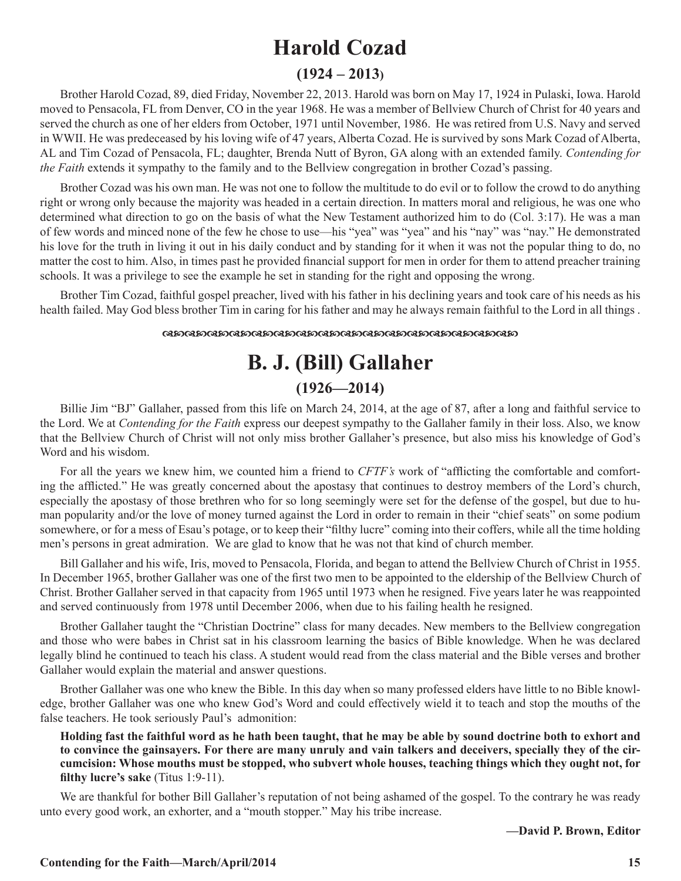# Harold Cozad

## (1924 – 2013)

Brother Harold Cozad, 89, died Friday, November 22, 2013. Harold was born on May 17, 1924 in Pulaski, Iowa. Harold moved to Pensacola, FL from Denver, CO in the year 1968. He was a member of Bellview Church of Christ for 40 years and served the church as one of her elders from October, 1971 until November, 1986. He was retired from U.S. Navy and served in WWII. He was predeceased by his loving wife of 47 years, Alberta Cozad. He is survived by sons Mark Cozad of Alberta, AL and Tim Cozad of Pensacola, FL; daughter, Brenda Nutt of Byron, GA along with an extended family. *Contending for the Faith* extends it sympathy to the family and to the Bellview congregation in brother Cozad's passing.

Brother Cozad was his own man. He was not one to follow the multitude to do evil or to follow the crowd to do anything right or wrong only because the majority was headed in a certain direction. In matters moral and religious, he was one who determined what direction to go on the basis of what the New Testament authorized him to do (Col. 3:17). He was a man of few words and minced none of the few he chose to use—his "yea" was "yea" and his "nay" was "nay." He demonstrated his love for the truth in living it out in his daily conduct and by standing for it when it was not the popular thing to do, no matter the cost to him. Also, in times past he provided financial support for men in order for them to attend preacher training schools. It was a privilege to see the example he set in standing for the right and opposing the wrong.

Brother Tim Cozad, faithful gospel preacher, lived with his father in his declining years and took care of his needs as his health failed. May God bless brother Tim in caring for his father and may he always remain faithful to the Lord in all things .

# B. J. (Bill) Gallaher

## (1926—2014)

Billie Jim "BJ" Gallaher, passed from this life on March 24, 2014, at the age of 87, after a long and faithful service to the Lord. We at *Contending for the Faith* express our deepest sympathy to the Gallaher family in their loss. Also, we know that the Bellview Church of Christ will not only miss brother Gallaher's presence, but also miss his knowledge of God's Word and his wisdom.

For all the years we knew him, we counted him a friend to *CFTF's* work of "afflicting the comfortable and comforting the afflicted." He was greatly concerned about the apostasy that continues to destroy members of the Lord's church, especially the apostasy of those brethren who for so long seemingly were set for the defense of the gospel, but due to human popularity and/or the love of money turned against the Lord in order to remain in their "chief seats" on some podium somewhere, or for a mess of Esau's potage, or to keep their "filthy lucre" coming into their coffers, while all the time holding men's persons in great admiration. We are glad to know that he was not that kind of church member.

Bill Gallaher and his wife, Iris, moved to Pensacola, Florida, and began to attend the Bellview Church of Christ in 1955. In December 1965, brother Gallaher was one of the first two men to be appointed to the eldership of the Bellview Church of Christ. Brother Gallaher served in that capacity from 1965 until 1973 when he resigned. Five years later he was reappointed and served continuously from 1978 until December 2006, when due to his failing health he resigned.

Brother Gallaher taught the "Christian Doctrine" class for many decades. New members to the Bellview congregation and those who were babes in Christ sat in his classroom learning the basics of Bible knowledge. When he was declared legally blind he continued to teach his class. A student would read from the class material and the Bible verses and brother Gallaher would explain the material and answer questions.

Brother Gallaher was one who knew the Bible. In this day when so many professed elders have little to no Bible knowledge, brother Gallaher was one who knew God's Word and could effectively wield it to teach and stop the mouths of the false teachers. He took seriously Paul's admonition:

> **Holding fast the faithful word as he hath been taught, that he may be able by sound doctrine both to exhort and to convince the gainsayers. For there are many unruly and vain talkers and deceivers, specially they of the circumcision: Whose mouths must be stopped, who subvert whole houses, teaching things which they ought not, for filthy lucre's sake** (Titus 1:9-11).

We are thankful for bother Bill Gallaher's reputation of not being ashamed of the gospel. To the contrary he was ready unto every good work, an exhorter, and a "mouth stopper." May his tribe increase.

**—David P. Brown, Editor**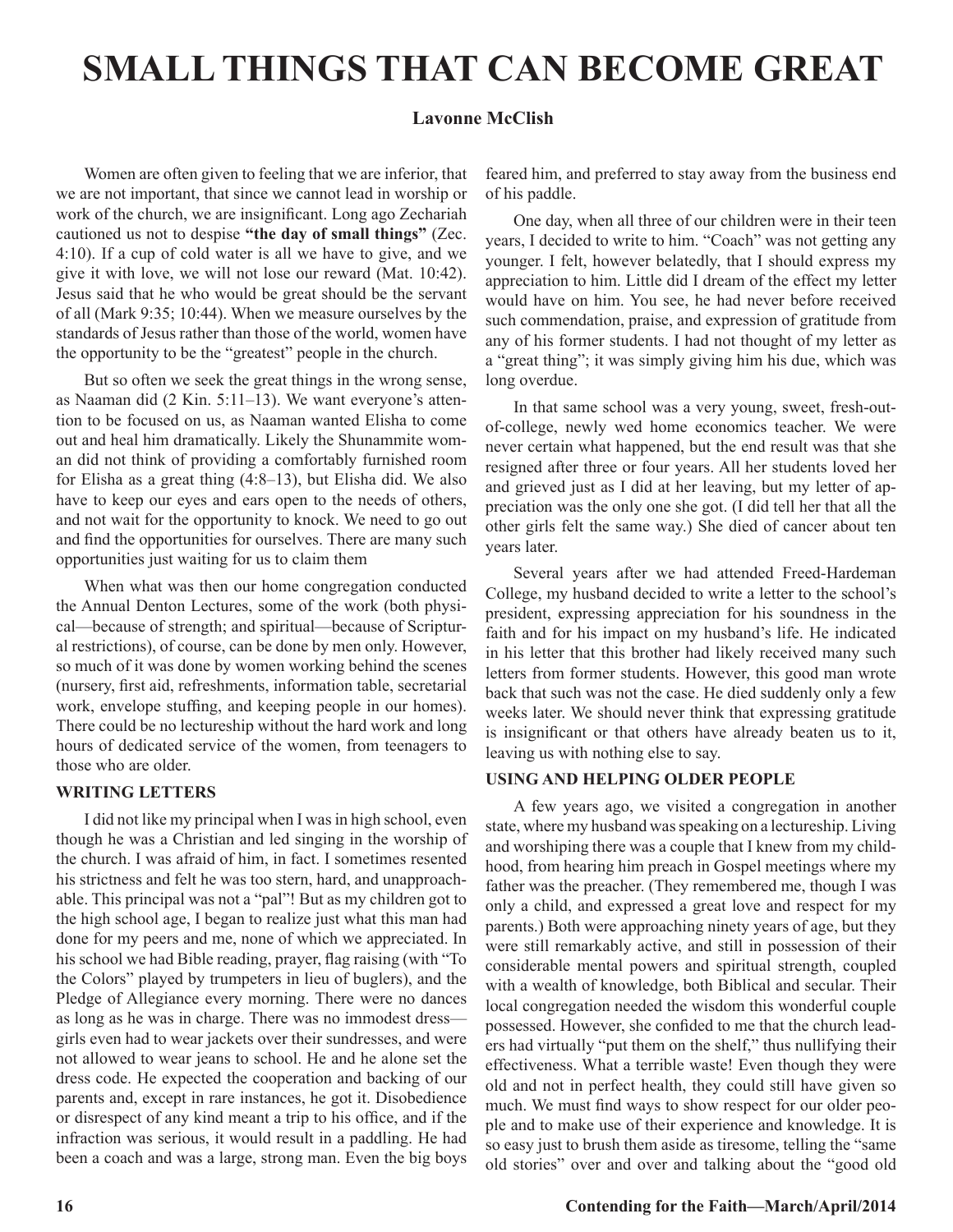# SMALL THINGS THAT CAN BECOME GREAT

**Lavonne McClish**

Women are often given to feeling that we are inferior, that we are not important, that since we cannot lead in worship or work of the church, we are insignificant. Long ago Zechariah cautioned us not to despise **"the day of small things"** (Zec. 4:10). If a cup of cold water is all we have to give, and we give it with love, we will not lose our reward (Mat. 10:42). Jesus said that he who would be great should be the servant of all (Mark 9:35; 10:44). When we measure ourselves by the standards of Jesus rather than those of the world, women have the opportunity to be the "greatest" people in the church.

But so often we seek the great things in the wrong sense, as Naaman did (2 Kin. 5:11–13). We want everyone's attention to be focused on us, as Naaman wanted Elisha to come out and heal him dramatically. Likely the Shunammite woman did not think of providing a comfortably furnished room for Elisha as a great thing (4:8–13), but Elisha did. We also have to keep our eyes and ears open to the needs of others, and not wait for the opportunity to knock. We need to go out and find the opportunities for ourselves. There are many such opportunities just waiting for us to claim them

When what was then our home congregation conducted the Annual Denton Lectures, some of the work (both physical—because of strength; and spiritual—because of Scriptural restrictions), of course, can be done by men only. However, so much of it was done by women working behind the scenes (nursery, first aid, refreshments, information table, secretarial work, envelope stuffing, and keeping people in our homes). There could be no lectureship without the hard work and long hours of dedicated service of the women, from teenagers to those who are older.

### WRITING LETTERS

I did not like my principal when I was in high school, even though he was a Christian and led singing in the worship of the church. I was afraid of him, in fact. I sometimes resented his strictness and felt he was too stern, hard, and unapproachable. This principal was not a "pal"! But as my children got to the high school age, I began to realize just what this man had done for my peers and me, none of which we appreciated. In his school we had Bible reading, prayer, flag raising (with "To the Colors" played by trumpeters in lieu of buglers), and the Pledge of Allegiance every morning. There were no dances as long as he was in charge. There was no immodest dress—girls even had to wear jackets over their sundresses, and were not allowed to wear jeans to school. He and he alone set the dress code. He expected the cooperation and backing of our parents and, except in rare instances, he got it. Disobedience or disrespect of any kind meant a trip to his office, and if the infraction was serious, it would result in a paddling. He had been a coach and was a large, strong man. Even the big boys feared him, and preferred to stay away from the business end of his paddle.

One day, when all three of our children were in their teen years, I decided to write to him. "Coach" was not getting any younger. I felt, however belatedly, that I should express my appreciation to him. Little did I dream of the effect my letter would have on him. You see, he had never before received such commendation, praise, and expression of gratitude from any of his former students. I had not thought of my letter as a "great thing"; it was simply giving him his due, which was long overdue.

In that same school was a very young, sweet, fresh-out-of-college, newly wed home economics teacher. We were never certain what happened, but the end result was that she resigned after three or four years. All her students loved her and grieved just as I did at her leaving, but my letter of appreciation was the only one she got. (I did tell her that all the other girls felt the same way.) She died of cancer about ten years later.

Several years after we had attended Freed-Hardeman College, my husband decided to write a letter to the school's president, expressing appreciation for his soundness in the faith and for his impact on my husband's life. He indicated in his letter that this brother had likely received many such letters from former students. However, this good man wrote back that such was not the case. He died suddenly only a few weeks later. We should never think that expressing gratitude is insignificant or that others have already beaten us to it, leaving us with nothing else to say.

### USING AND HELPING OLDER PEOPLE

A few years ago, we visited a congregation in another state, where my husband was speaking on a lectureship. Living and worshiping there was a couple that I knew from my childhood, from hearing him preach in Gospel meetings where my father was the preacher. (They remembered me, though I was only a child, and expressed a great love and respect for my parents.) Both were approaching ninety years of age, but they were still remarkably active, and still in possession of their considerable mental powers and spiritual strength, coupled with a wealth of knowledge, both Biblical and secular. Their local congregation needed the wisdom this wonderful couple possessed. However, she confided to me that the church leaders had virtually "put them on the shelf," thus nullifying their effectiveness. What a terrible waste! Even though they were old and not in perfect health, they could still have given so much. We must find ways to show respect for our older people and to make use of their experience and knowledge. It is so easy just to brush them aside as tiresome, telling the "same old stories" over and over and talking about the "good old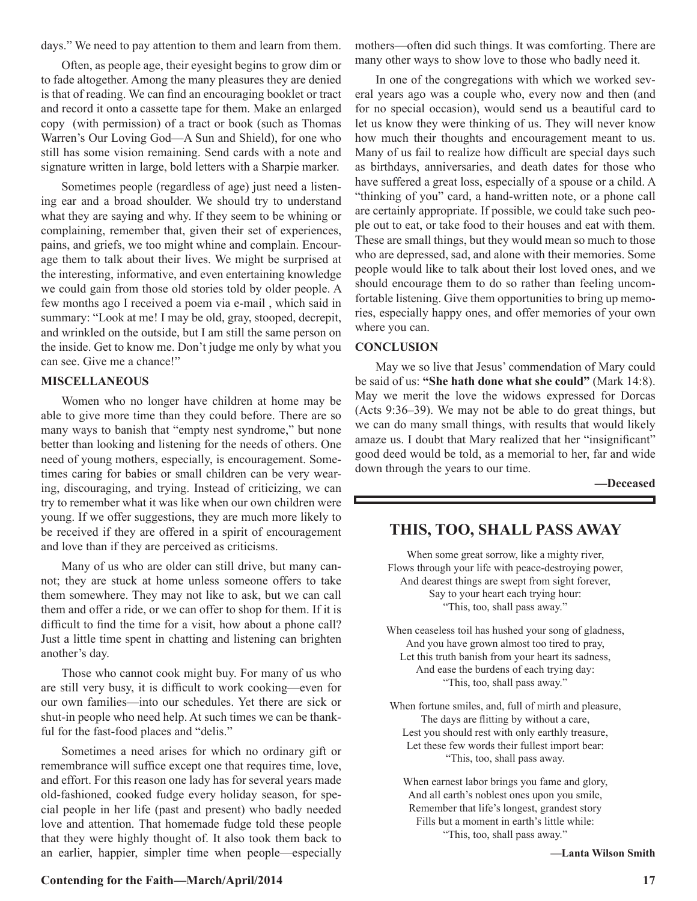days." We need to pay attention to them and learn from them.

Often, as people age, their eyesight begins to grow dim or to fade altogether. Among the many pleasures they are denied is that of reading. We can find an encouraging booklet or tract and record it onto a cassette tape for them. Make an enlarged copy (with permission) of a tract or book (such as Thomas Warren's Our Loving God—A Sun and Shield), for one who still has some vision remaining. Send cards with a note and signature written in large, bold letters with a Sharpie marker.

Sometimes people (regardless of age) just need a listening ear and a broad shoulder. We should try to understand what they are saying and why. If they seem to be whining or complaining, remember that, given their set of experiences, pains, and griefs, we too might whine and complain. Encourage them to talk about their lives. We might be surprised at the interesting, informative, and even entertaining knowledge we could gain from those old stories told by older people. A few months ago I received a poem via e-mail , which said in summary: "Look at me! I may be old, gray, stooped, decrepit, and wrinkled on the outside, but I am still the same person on the inside. Get to know me. Don't judge me only by what you can see. Give me a chance!"

**MISCELLANEOUS**

Women who no longer have children at home may be able to give more time than they could before. There are so many ways to banish that "empty nest syndrome," but none better than looking and listening for the needs of others. One need of young mothers, especially, is encouragement. Sometimes caring for babies or small children can be very wearing, discouraging, and trying. Instead of criticizing, we can try to remember what it was like when our own children were young. If we offer suggestions, they are much more likely to be received if they are offered in a spirit of encouragement and love than if they are perceived as criticisms.

Many of us who are older can still drive, but many cannot; they are stuck at home unless someone offers to take them somewhere. They may not like to ask, but we can call them and offer a ride, or we can offer to shop for them. If it is difficult to find the time for a visit, how about a phone call? Just a little time spent in chatting and listening can brighten another's day.

Those who cannot cook might buy. For many of us who are still very busy, it is difficult to work cooking—even for our own families—into our schedules. Yet there are sick or shut-in people who need help. At such times we can be thankful for the fast-food places and "delis."

Sometimes a need arises for which no ordinary gift or remembrance will suffice except one that requires time, love, and effort. For this reason one lady has for several years made old-fashioned, cooked fudge every holiday season, for special people in her life (past and present) who badly needed love and attention. That homemade fudge told these people that they were highly thought of. It also took them back to an earlier, happier, simpler time when people—especially mothers—often did such things. It was comforting. There are many other ways to show love to those who badly need it.

In one of the congregations with which we worked several years ago was a couple who, every now and then (and for no special occasion), would send us a beautiful card to let us know they were thinking of us. They will never know how much their thoughts and encouragement meant to us. Many of us fail to realize how difficult are special days such as birthdays, anniversaries, and death dates for those who have suffered a great loss, especially of a spouse or a child. A "thinking of you" card, a hand-written note, or a phone call are certainly appropriate. If possible, we could take such people out to eat, or take food to their houses and eat with them. These are small things, but they would mean so much to those who are depressed, sad, and alone with their memories. Some people would like to talk about their lost loved ones, and we should encourage them to do so rather than feeling uncomfortable listening. Give them opportunities to bring up memories, especially happy ones, and offer memories of your own where you can.

**CONCLUSION**

May we so live that Jesus' commendation of Mary could be said of us: **"She hath done what she could"** (Mark 14:8). May we merit the love the widows expressed for Dorcas (Acts 9:36–39). We may not be able to do great things, but we can do many small things, with results that would likely amaze us. I doubt that Mary realized that her "insignificant" good deed would be told, as a memorial to her, far and wide down through the years to our time.

**—Deceased**

## THIS, TOO, SHALL PASS AWAY

When some great sorrow, like a mighty river,
Flows through your life with peace-destroying power,
And dearest things are swept from sight forever,
Say to your heart each trying hour:
"This, too, shall pass away."

When ceaseless toil has hushed your song of gladness,
And you have grown almost too tired to pray,
Let this truth banish from your heart its sadness,
And ease the burdens of each trying day:
"This, too, shall pass away."

When fortune smiles, and, full of mirth and pleasure,
The days are flitting by without a care,
Lest you should rest with only earthly treasure,
Let these few words their fullest import bear:
"This, too, shall pass away.

When earnest labor brings you fame and glory,
And all earth's noblest ones upon you smile,
Remember that life's longest, grandest story
Fills but a moment in earth's little while:
"This, too, shall pass away."

**—Lanta Wilson Smith**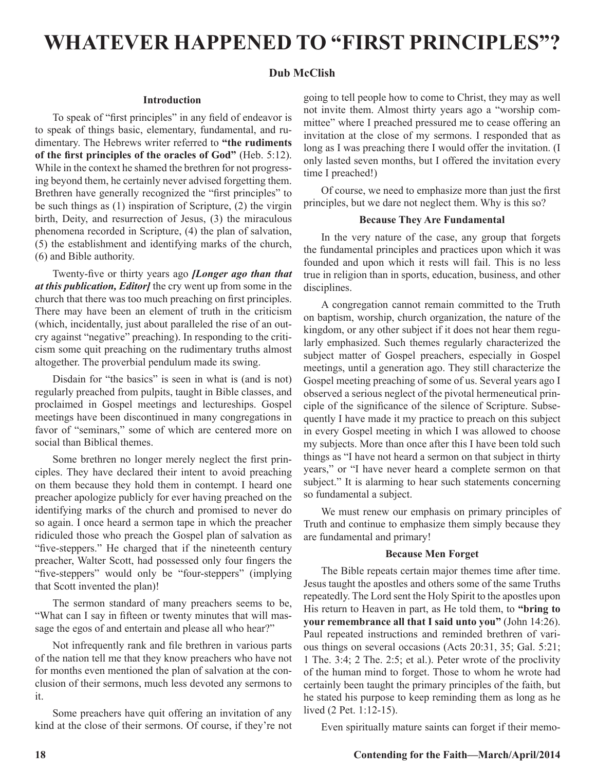# WHATEVER HAPPENED TO "FIRST PRINCIPLES"?

**Dub McClish**

### Introduction

To speak of "first principles" in any field of endeavor is to speak of things basic, elementary, fundamental, and rudimentary. The Hebrews writer referred to **"the rudiments of the first principles of the oracles of God"** (Heb. 5:12). While in the context he shamed the brethren for not progressing beyond them, he certainly never advised forgetting them. Brethren have generally recognized the "first principles" to be such things as (1) inspiration of Scripture, (2) the virgin birth, Deity, and resurrection of Jesus, (3) the miraculous phenomena recorded in Scripture, (4) the plan of salvation, (5) the establishment and identifying marks of the church, (6) and Bible authority.

Twenty-five or thirty years ago ***[Longer ago than that at this publication, Editor]*** the cry went up from some in the church that there was too much preaching on first principles. There may have been an element of truth in the criticism (which, incidentally, just about paralleled the rise of an outcry against "negative" preaching). In responding to the criticism some quit preaching on the rudimentary truths almost altogether. The proverbial pendulum made its swing.

Disdain for "the basics" is seen in what is (and is not) regularly preached from pulpits, taught in Bible classes, and proclaimed in Gospel meetings and lectureships. Gospel meetings have been discontinued in many congregations in favor of "seminars," some of which are centered more on social than Biblical themes.

Some brethren no longer merely neglect the first principles. They have declared their intent to avoid preaching on them because they hold them in contempt. I heard one preacher apologize publicly for ever having preached on the identifying marks of the church and promised to never do so again. I once heard a sermon tape in which the preacher ridiculed those who preach the Gospel plan of salvation as "five-steppers." He charged that if the nineteenth century preacher, Walter Scott, had possessed only four fingers the "five-steppers" would only be "four-steppers" (implying that Scott invented the plan)!

The sermon standard of many preachers seems to be, "What can I say in fifteen or twenty minutes that will massage the egos of and entertain and please all who hear?"

Not infrequently rank and file brethren in various parts of the nation tell me that they know preachers who have not for months even mentioned the plan of salvation at the conclusion of their sermons, much less devoted any sermons to it.

Some preachers have quit offering an invitation of any kind at the close of their sermons. Of course, if they're not going to tell people how to come to Christ, they may as well not invite them. Almost thirty years ago a "worship committee" where I preached pressured me to cease offering an invitation at the close of my sermons. I responded that as long as I was preaching there I would offer the invitation. (I only lasted seven months, but I offered the invitation every time I preached!)

Of course, we need to emphasize more than just the first principles, but we dare not neglect them. Why is this so?

### Because They Are Fundamental

In the very nature of the case, any group that forgets the fundamental principles and practices upon which it was founded and upon which it rests will fail. This is no less true in religion than in sports, education, business, and other disciplines.

A congregation cannot remain committed to the Truth on baptism, worship, church organization, the nature of the kingdom, or any other subject if it does not hear them regularly emphasized. Such themes regularly characterized the subject matter of Gospel preachers, especially in Gospel meetings, until a generation ago. They still characterize the Gospel meeting preaching of some of us. Several years ago I observed a serious neglect of the pivotal hermeneutical principle of the significance of the silence of Scripture. Subsequently I have made it my practice to preach on this subject in every Gospel meeting in which I was allowed to choose my subjects. More than once after this I have been told such things as "I have not heard a sermon on that subject in thirty years," or "I have never heard a complete sermon on that subject." It is alarming to hear such statements concerning so fundamental a subject.

We must renew our emphasis on primary principles of Truth and continue to emphasize them simply because they are fundamental and primary!

### Because Men Forget

The Bible repeats certain major themes time after time. Jesus taught the apostles and others some of the same Truths repeatedly. The Lord sent the Holy Spirit to the apostles upon His return to Heaven in part, as He told them, to **"bring to your remembrance all that I said unto you"** (John 14:26). Paul repeated instructions and reminded brethren of various things on several occasions (Acts 20:31, 35; Gal. 5:21; 1 The. 3:4; 2 The. 2:5; et al.). Peter wrote of the proclivity of the human mind to forget. Those to whom he wrote had certainly been taught the primary principles of the faith, but he stated his purpose to keep reminding them as long as he lived (2 Pet. 1:12-15).

Even spiritually mature saints can forget if their memo-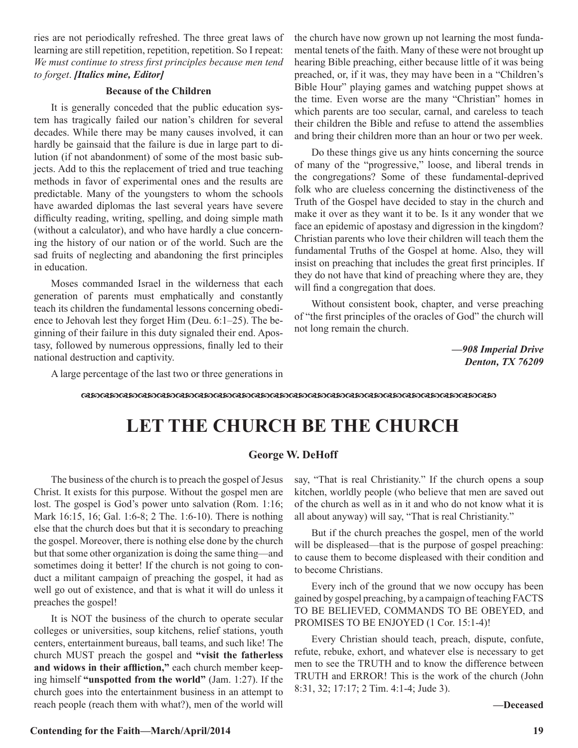ries are not periodically refreshed. The three great laws of learning are still repetition, repetition, repetition. So I repeat: *We must continue to stress first principles because men tend to forget*. ***[Italics mine, Editor]***

### Because of the Children

It is generally conceded that the public education system has tragically failed our nation's children for several decades. While there may be many causes involved, it can hardly be gainsaid that the failure is due in large part to dilution (if not abandonment) of some of the most basic subjects. Add to this the replacement of tried and true teaching methods in favor of experimental ones and the results are predictable. Many of the youngsters to whom the schools have awarded diplomas the last several years have severe difficulty reading, writing, spelling, and doing simple math (without a calculator), and who have hardly a clue concerning the history of our nation or of the world. Such are the sad fruits of neglecting and abandoning the first principles in education.

Moses commanded Israel in the wilderness that each generation of parents must emphatically and constantly teach its children the fundamental lessons concerning obedience to Jehovah lest they forget Him (Deu. 6:1–25). The beginning of their failure in this duty signaled their end. Apostasy, followed by numerous oppressions, finally led to their national destruction and captivity.

A large percentage of the last two or three generations in the church have now grown up not learning the most fundamental tenets of the faith. Many of these were not brought up hearing Bible preaching, either because little of it was being preached, or, if it was, they may have been in a "Children's Bible Hour" playing games and watching puppet shows at the time. Even worse are the many "Christian" homes in which parents are too secular, carnal, and careless to teach their children the Bible and refuse to attend the assemblies and bring their children more than an hour or two per week.

Do these things give us any hints concerning the source of many of the "progressive," loose, and liberal trends in the congregations? Some of these fundamental-deprived folk who are clueless concerning the distinctiveness of the Truth of the Gospel have decided to stay in the church and make it over as they want it to be. Is it any wonder that we face an epidemic of apostasy and digression in the kingdom? Christian parents who love their children will teach them the fundamental Truths of the Gospel at home. Also, they will insist on preaching that includes the great first principles. If they do not have that kind of preaching where they are, they will find a congregation that does.

Without consistent book, chapter, and verse preaching of "the first principles of the oracles of God" the church will not long remain the church.

***—908 Imperial Drive***
***Denton, TX 76209***

# LET THE CHURCH BE THE CHURCH

**George W. DeHoff**

The business of the church is to preach the gospel of Jesus Christ. It exists for this purpose. Without the gospel men are lost. The gospel is God's power unto salvation (Rom. 1:16; Mark 16:15, 16; Gal. 1:6-8; 2 The. 1:6-10). There is nothing else that the church does but that it is secondary to preaching the gospel. Moreover, there is nothing else done by the church but that some other organization is doing the same thing—and sometimes doing it better! If the church is not going to conduct a militant campaign of preaching the gospel, it had as well go out of existence, and that is what it will do unless it preaches the gospel!

It is NOT the business of the church to operate secular colleges or universities, soup kitchens, relief stations, youth centers, entertainment bureaus, ball teams, and such like! The church MUST preach the gospel and **"visit the fatherless and widows in their affliction,"** each church member keeping himself **"unspotted from the world"** (Jam. 1:27). If the church goes into the entertainment business in an attempt to reach people (reach them with what?), men of the world will say, "That is real Christianity." If the church opens a soup kitchen, worldly people (who believe that men are saved out of the church as well as in it and who do not know what it is all about anyway) will say, "That is real Christianity."

But if the church preaches the gospel, men of the world will be displeased—that is the purpose of gospel preaching: to cause them to become displeased with their condition and to become Christians.

Every inch of the ground that we now occupy has been gained by gospel preaching, by a campaign of teaching FACTS TO BE BELIEVED, COMMANDS TO BE OBEYED, and PROMISES TO BE ENJOYED (1 Cor. 15:1-4)!

Every Christian should teach, preach, dispute, confute, refute, rebuke, exhort, and whatever else is necessary to get men to see the TRUTH and to know the difference between TRUTH and ERROR! This is the work of the church (John 8:31, 32; 17:17; 2 Tim. 4:1-4; Jude 3).

**—Deceased**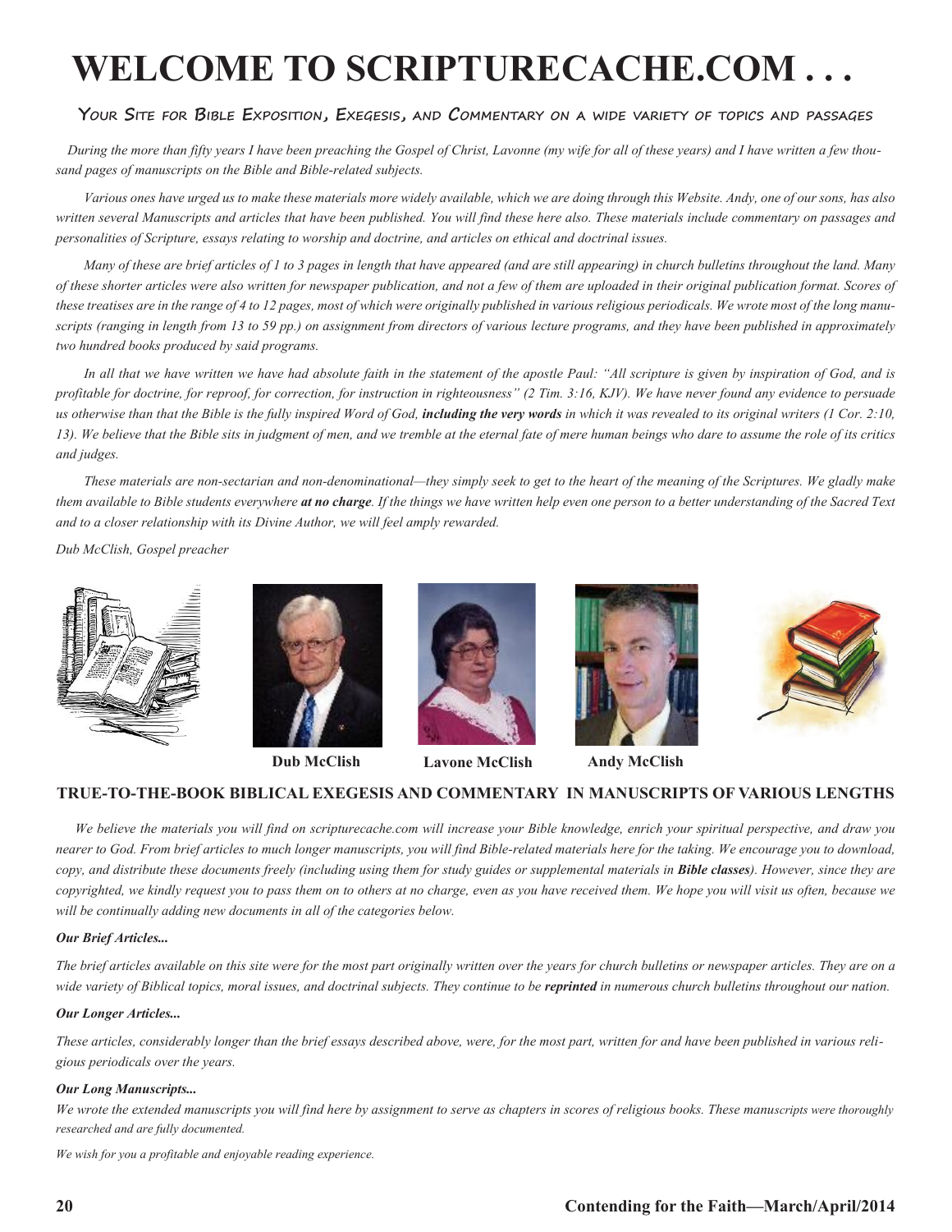# WELCOME TO SCRIPTURECACHE.COM . . .

## Your Site for Bible Exposition, Exegesis, and Commentary on a wide variety of topics and passages

*During the more than fifty years I have been preaching the Gospel of Christ, Lavonne (my wife for all of these years) and I have written a few thousand pages of manuscripts on the Bible and Bible-related subjects.*

*Various ones have urged us to make these materials more widely available, which we are doing through this Website. Andy, one of our sons, has also written several Manuscripts and articles that have been published. You will find these here also. These materials include commentary on passages and personalities of Scripture, essays relating to worship and doctrine, and articles on ethical and doctrinal issues.*

*Many of these are brief articles of 1 to 3 pages in length that have appeared (and are still appearing) in church bulletins throughout the land. Many of these shorter articles were also written for newspaper publication, and not a few of them are uploaded in their original publication format. Scores of these treatises are in the range of 4 to 12 pages, most of which were originally published in various religious periodicals. We wrote most of the long manuscripts (ranging in length from 13 to 59 pp.) on assignment from directors of various lecture programs, and they have been published in approximately two hundred books produced by said programs.*

*In all that we have written we have had absolute faith in the statement of the apostle Paul: "All scripture is given by inspiration of God, and is profitable for doctrine, for reproof, for correction, for instruction in righteousness" (2 Tim. 3:16, KJV). We have never found any evidence to persuade us otherwise than that the Bible is the fully inspired Word of God, **including the very words** in which it was revealed to its original writers (1 Cor. 2:10, 13). We believe that the Bible sits in judgment of men, and we tremble at the eternal fate of mere human beings who dare to assume the role of its critics and judges.*

*These materials are non-sectarian and non-denominational—they simply seek to get to the heart of the meaning of the Scriptures. We gladly make them available to Bible students everywhere **at no charge**. If the things we have written help even one person to a better understanding of the Sacred Text and to a closer relationship with its Divine Author, we will feel amply rewarded.*

*Dub McClish, Gospel preacher*

**Dub McClish** **Lavone McClish** **Andy McClish**

### TRUE-TO-THE-BOOK BIBLICAL EXEGESIS AND COMMENTARY IN MANUSCRIPTS OF VARIOUS LENGTHS

*We believe the materials you will find on scripturecache.com will increase your Bible knowledge, enrich your spiritual perspective, and draw you nearer to God. From brief articles to much longer manuscripts, you will find Bible-related materials here for the taking. We encourage you to download, copy, and distribute these documents freely (including using them for study guides or supplemental materials in **Bible classes**). However, since they are copyrighted, we kindly request you to pass them on to others at no charge, even as you have received them. We hope you will visit us often, because we will be continually adding new documents in all of the categories below.*

***Our Brief Articles...***

*The brief articles available on this site were for the most part originally written over the years for church bulletins or newspaper articles. They are on a wide variety of Biblical topics, moral issues, and doctrinal subjects. They continue to be **reprinted** in numerous church bulletins throughout our nation.*

***Our Longer Articles...***

*These articles, considerably longer than the brief essays described above, were, for the most part, written for and have been published in various religious periodicals over the years.*

***Our Long Manuscripts...***

*We wrote the extended manuscripts you will find here by assignment to serve as chapters in scores of religious books. These manuscripts were thoroughly researched and are fully documented.*

*We wish for you a profitable and enjoyable reading experience.*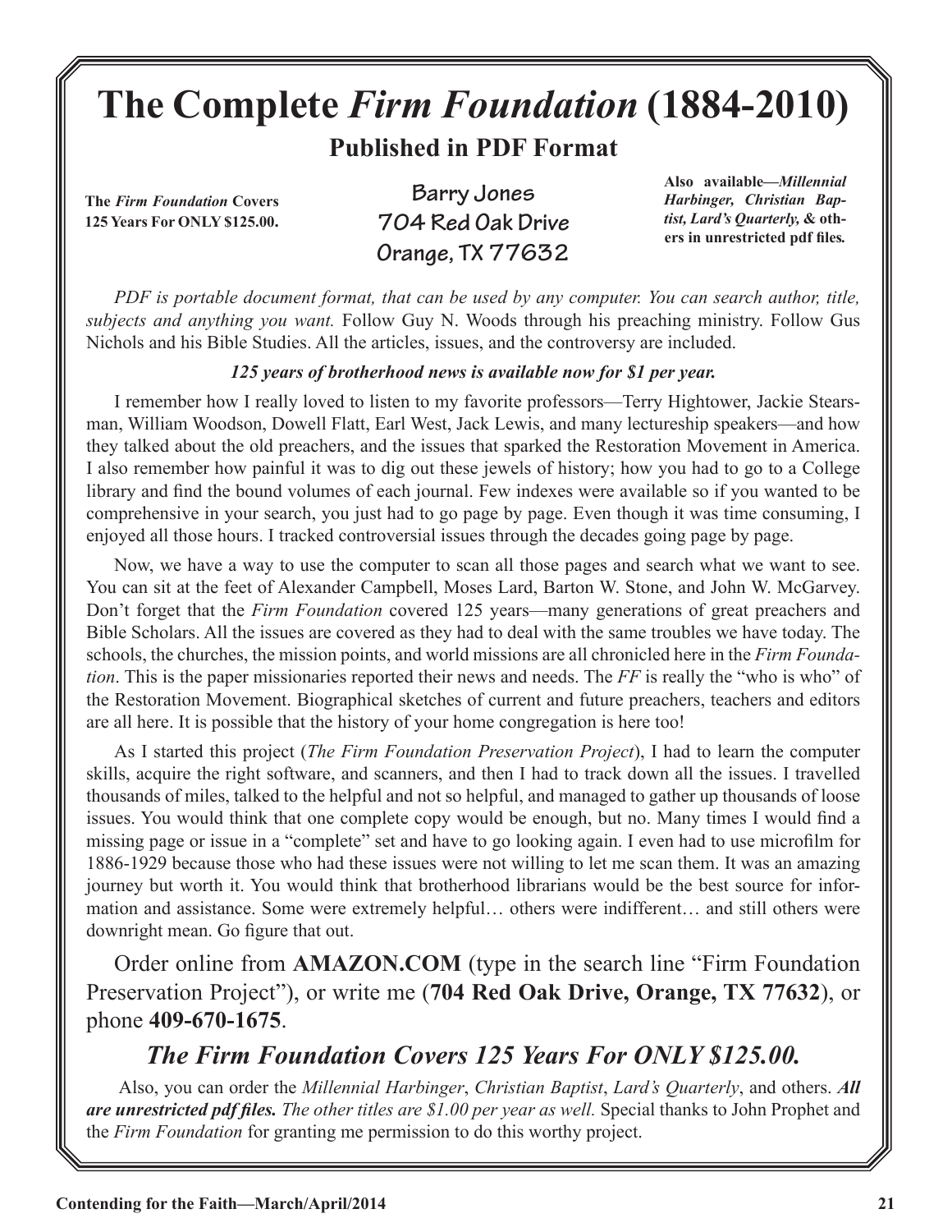# The Complete *Firm Foundation* (1884-2010)

## Published in PDF Format

**The *Firm Foundation* Covers 125 Years For ONLY $125.00.**

**Barry Jones**
**704 Red Oak Drive**
**Orange, TX 77632**

**Also available—*Millennial Harbinger, Christian Baptist, Lard's Quarterly,* & others in unrestricted pdf files.**

*PDF is portable document format, that can be used by any computer. You can search author, title, subjects and anything you want.* Follow Guy N. Woods through his preaching ministry. Follow Gus Nichols and his Bible Studies. All the articles, issues, and the controversy are included.

***125 years of brotherhood news is available now for $1 per year.***

I remember how I really loved to listen to my favorite professors—Terry Hightower, Jackie Stearsman, William Woodson, Dowell Flatt, Earl West, Jack Lewis, and many lectureship speakers—and how they talked about the old preachers, and the issues that sparked the Restoration Movement in America. I also remember how painful it was to dig out these jewels of history; how you had to go to a College library and find the bound volumes of each journal. Few indexes were available so if you wanted to be comprehensive in your search, you just had to go page by page. Even though it was time consuming, I enjoyed all those hours. I tracked controversial issues through the decades going page by page.

Now, we have a way to use the computer to scan all those pages and search what we want to see. You can sit at the feet of Alexander Campbell, Moses Lard, Barton W. Stone, and John W. McGarvey. Don't forget that the *Firm Foundation* covered 125 years—many generations of great preachers and Bible Scholars. All the issues are covered as they had to deal with the same troubles we have today. The schools, the churches, the mission points, and world missions are all chronicled here in the *Firm Foundation*. This is the paper missionaries reported their news and needs. The *FF* is really the "who is who" of the Restoration Movement. Biographical sketches of current and future preachers, teachers and editors are all here. It is possible that the history of your home congregation is here too!

As I started this project (*The Firm Foundation Preservation Project*), I had to learn the computer skills, acquire the right software, and scanners, and then I had to track down all the issues. I travelled thousands of miles, talked to the helpful and not so helpful, and managed to gather up thousands of loose issues. You would think that one complete copy would be enough, but no. Many times I would find a missing page or issue in a "complete" set and have to go looking again. I even had to use microfilm for 1886-1929 because those who had these issues were not willing to let me scan them. It was an amazing journey but worth it. You would think that brotherhood librarians would be the best source for information and assistance. Some were extremely helpful… others were indifferent… and still others were downright mean. Go figure that out.

Order online from **AMAZON.COM** (type in the search line "Firm Foundation Preservation Project"), or write me (**704 Red Oak Drive, Orange, TX 77632**), or phone **409-670-1675**.

### *The Firm Foundation Covers 125 Years For ONLY $125.00.*

Also, you can order the *Millennial Harbinger*, *Christian Baptist*, *Lard's Quarterly*, and others. ***All are unrestricted pdf files.*** *The other titles are $1.00 per year as well.* Special thanks to John Prophet and the *Firm Foundation* for granting me permission to do this worthy project.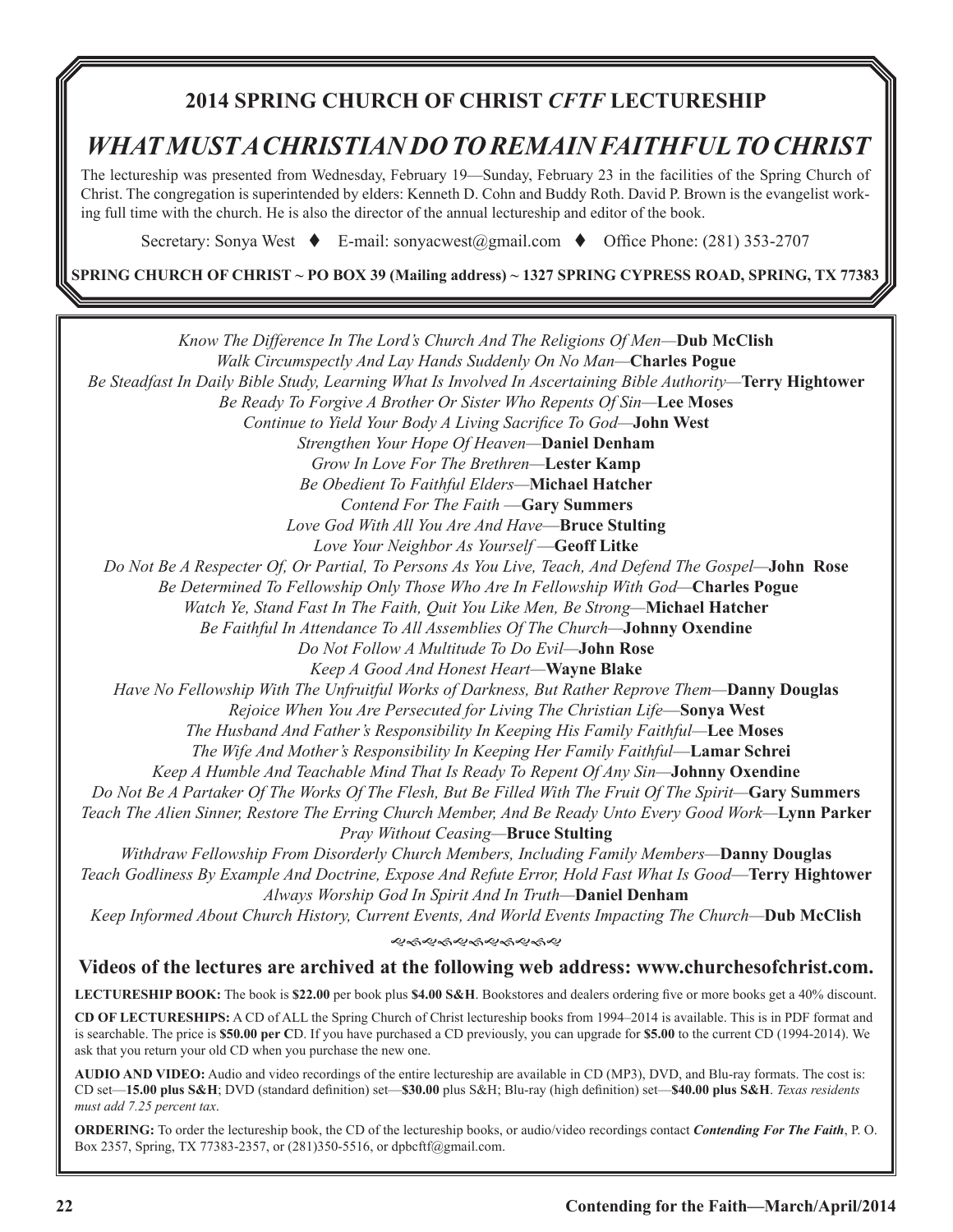## 2014 SPRING CHURCH OF CHRIST *CFTF* LECTURESHIP

# *WHAT MUST A CHRISTIAN DO TO REMAIN FAITHFUL TO CHRIST*

The lectureship was presented from Wednesday, February 19—Sunday, February 23 in the facilities of the Spring Church of Christ. The congregation is superintended by elders: Kenneth D. Cohn and Buddy Roth. David P. Brown is the evangelist working full time with the church. He is also the director of the annual lectureship and editor of the book.

Secretary: Sonya West ♦ E-mail: sonyacwest@gmail.com ♦ Office Phone: (281) 353-2707

**SPRING CHURCH OF CHRIST ~ PO BOX 39 (Mailing address) ~ 1327 SPRING CYPRESS ROAD, SPRING, TX 77383**

*Know The Difference In The Lord's Church And The Religions Of Men*—**Dub McClish**
*Walk Circumspectly And Lay Hands Suddenly On No Man*—**Charles Pogue**
*Be Steadfast In Daily Bible Study, Learning What Is Involved In Ascertaining Bible Authority*—**Terry Hightower**
*Be Ready To Forgive A Brother Or Sister Who Repents Of Sin*—**Lee Moses**
*Continue to Yield Your Body A Living Sacrifice To God*—**John West**
*Strengthen Your Hope Of Heaven*—**Daniel Denham**
*Grow In Love For The Brethren*—**Lester Kamp**
*Be Obedient To Faithful Elders*—**Michael Hatcher**
*Contend For The Faith* —**Gary Summers**
*Love God With All You Are And Have*—**Bruce Stulting**
*Love Your Neighbor As Yourself* —**Geoff Litke**
*Do Not Be A Respecter Of, Or Partial, To Persons As You Live, Teach, And Defend The Gospel*—**John Rose**
*Be Determined To Fellowship Only Those Who Are In Fellowship With God*—**Charles Pogue**
*Watch Ye, Stand Fast In The Faith, Quit You Like Men, Be Strong*—**Michael Hatcher**
*Be Faithful In Attendance To All Assemblies Of The Church*—**Johnny Oxendine**
*Do Not Follow A Multitude To Do Evil*—**John Rose**
*Keep A Good And Honest Heart*—**Wayne Blake**
*Have No Fellowship With The Unfruitful Works of Darkness, But Rather Reprove Them*—**Danny Douglas**
*Rejoice When You Are Persecuted for Living The Christian Life*—**Sonya West**
*The Husband And Father's Responsibility In Keeping His Family Faithful*—**Lee Moses**
*The Wife And Mother's Responsibility In Keeping Her Family Faithful*—**Lamar Schrei**
*Keep A Humble And Teachable Mind That Is Ready To Repent Of Any Sin*—**Johnny Oxendine**
*Do Not Be A Partaker Of The Works Of The Flesh, But Be Filled With The Fruit Of The Spirit*—**Gary Summers**
*Teach The Alien Sinner, Restore The Erring Church Member, And Be Ready Unto Every Good Work*—**Lynn Parker**
*Pray Without Ceasing*—**Bruce Stulting**
*Withdraw Fellowship From Disorderly Church Members, Including Family Members*—**Danny Douglas**
*Teach Godliness By Example And Doctrine, Expose And Refute Error, Hold Fast What Is Good*—**Terry Hightower**
*Always Worship God In Spirit And In Truth*—**Daniel Denham**
*Keep Informed About Church History, Current Events, And World Events Impacting The Church*—**Dub McClish**

### Videos of the lectures are archived at the following web address: www.churchesofchrist.com.

**LECTURESHIP BOOK:** The book is **$22.00** per book plus **$4.00 S&H**. Bookstores and dealers ordering five or more books get a 40% discount.

**CD OF LECTURESHIPS:** A CD of ALL the Spring Church of Christ lectureship books from 1994–2014 is available. This is in PDF format and is searchable. The price is **$50.00 per C**D. If you have purchased a CD previously, you can upgrade for **$5.00** to the current CD (1994-2014). We ask that you return your old CD when you purchase the new one.

**AUDIO AND VIDEO:** Audio and video recordings of the entire lectureship are available in CD (MP3), DVD, and Blu-ray formats. The cost is: CD set—**15.00 plus S&H**; DVD (standard definition) set—**$30.00** plus S&H; Blu-ray (high definition) set—**$40.00 plus S&H**. *Texas residents must add 7.25 percent tax*.

**ORDERING:** To order the lectureship book, the CD of the lectureship books, or audio/video recordings contact ***Contending For The Faith***, P. O. Box 2357, Spring, TX 77383-2357, or (281)350-5516, or dpbcftf@gmail.com.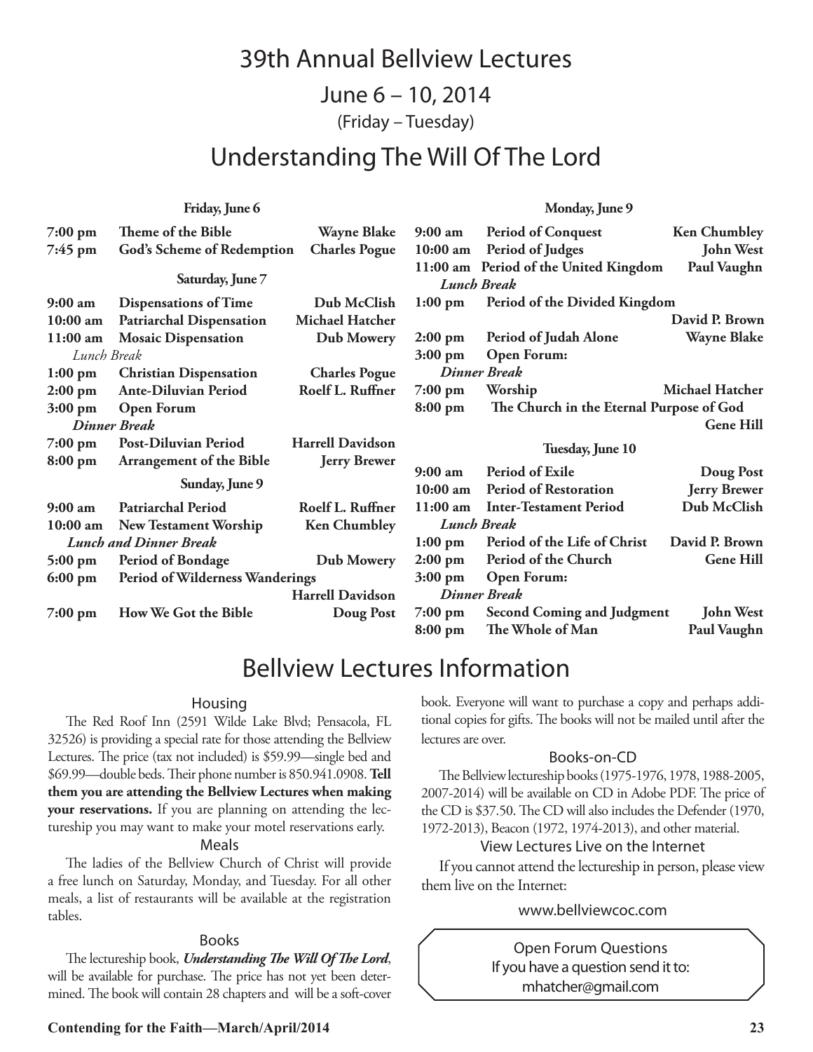# 39th Annual Bellview Lectures

## June 6 – 10, 2014

(Friday – Tuesday)

## Understanding The Will Of The Lord

### Friday, June 6

| Time | Topic | Speaker |
|---|---|---|
| **7:00 pm** | **Theme of the Bible** | **Wayne Blake** |
| **7:45 pm** | **God's Scheme of Redemption** | **Charles Pogue** |

### Saturday, June 7

| Time | Topic | Speaker |
|---|---|---|
| **9:00 am** | **Dispensations of Time** | **Dub McClish** |
| **10:00 am** | **Patriarchal Dispensation** | **Michael Hatcher** |
| **11:00 am** | **Mosaic Dispensation** | **Dub Mowery** |
| *Lunch Break* | | |
| **1:00 pm** | **Christian Dispensation** | **Charles Pogue** |
| **2:00 pm** | **Ante-Diluvian Period** | **Roelf L. Ruffner** |
| **3:00 pm** | **Open Forum** | |
| ***Dinner Break*** | | |
| **7:00 pm** | **Post-Diluvian Period** | **Harrell Davidson** |
| **8:00 pm** | **Arrangement of the Bible** | **Jerry Brewer** |

### Sunday, June 9

| Time | Topic | Speaker |
|---|---|---|
| **9:00 am** | **Patriarchal Period** | **Roelf L. Ruffner** |
| **10:00 am** | **New Testament Worship** | **Ken Chumbley** |
| ***Lunch and Dinner Break*** | | |
| **5:00 pm** | **Period of Bondage** | **Dub Mowery** |
| **6:00 pm** | **Period of Wilderness Wanderings** | **Harrell Davidson** |
| **7:00 pm** | **How We Got the Bible** | **Doug Post** |

### Monday, June 9

| Time | Topic | Speaker |
|---|---|---|
| **9:00 am** | **Period of Conquest** | **Ken Chumbley** |
| **10:00 am** | **Period of Judges** | **John West** |
| **11:00 am** | **Period of the United Kingdom** | **Paul Vaughn** |
| ***Lunch Break*** | | |
| **1:00 pm** | **Period of the Divided Kingdom** | **David P. Brown** |
| **2:00 pm** | **Period of Judah Alone** | **Wayne Blake** |
| **3:00 pm** | **Open Forum:** | |
| ***Dinner Break*** | | |
| **7:00 pm** | **Worship** | **Michael Hatcher** |
| **8:00 pm** | **The Church in the Eternal Purpose of God** | **Gene Hill** |

### Tuesday, June 10

| Time | Topic | Speaker |
|---|---|---|
| **9:00 am** | **Period of Exile** | **Doug Post** |
| **10:00 am** | **Period of Restoration** | **Jerry Brewer** |
| **11:00 am** | **Inter-Testament Period** | **Dub McClish** |
| ***Lunch Break*** | | |
| **1:00 pm** | **Period of the Life of Christ** | **David P. Brown** |
| **2:00 pm** | **Period of the Church** | **Gene Hill** |
| **3:00 pm** | **Open Forum:** | |
| ***Dinner Break*** | | |
| **7:00 pm** | **Second Coming and Judgment** | **John West** |
| **8:00 pm** | **The Whole of Man** | **Paul Vaughn** |

# Bellview Lectures Information

### Housing

The Red Roof Inn (2591 Wilde Lake Blvd; Pensacola, FL 32526) is providing a special rate for those attending the Bellview Lectures. The price (tax not included) is $59.99—single bed and $69.99—double beds. Their phone number is 850.941.0908. **Tell them you are attending the Bellview Lectures when making your reservations.** If you are planning on attending the lectureship you may want to make your motel reservations early.

### Meals

The ladies of the Bellview Church of Christ will provide a free lunch on Saturday, Monday, and Tuesday. For all other meals, a list of restaurants will be available at the registration tables.

### Books

The lectureship book, ***Understanding The Will Of The Lord***, will be available for purchase. The price has not yet been determined. The book will contain 28 chapters and will be a soft-cover book. Everyone will want to purchase a copy and perhaps additional copies for gifts. The books will not be mailed until after the lectures are over.

### Books-on-CD

The Bellview lectureship books (1975-1976, 1978, 1988-2005, 2007-2014) will be available on CD in Adobe PDF. The price of the CD is $37.50. The CD will also includes the Defender (1970, 1972-2013), Beacon (1972, 1974-2013), and other material.

### View Lectures Live on the Internet

If you cannot attend the lectureship in person, please view them live on the Internet:

www.bellviewcoc.com

Open Forum Questions
If you have a question send it to:
mhatcher@gmail.com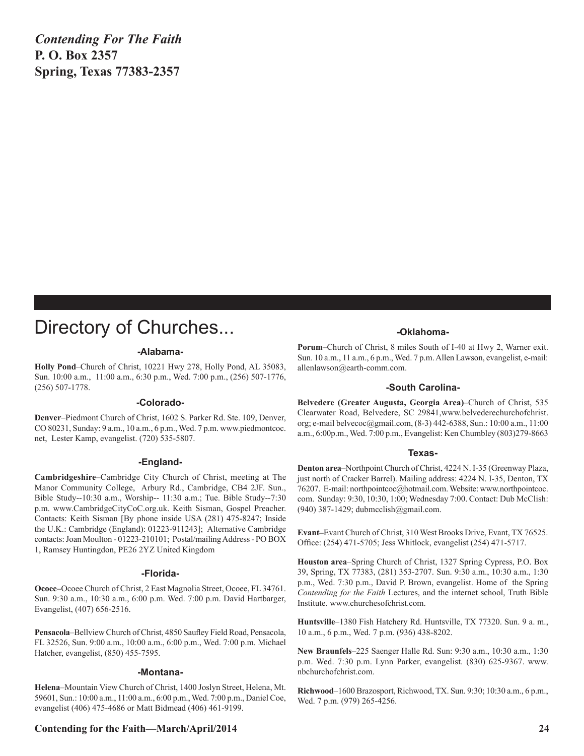*Contending For The Faith*
**P. O. Box 2357**
**Spring, Texas 77383-2357**

# Directory of Churches...

### -Alabama-

**Holly Pond**–Church of Christ, 10221 Hwy 278, Holly Pond, AL 35083, Sun. 10:00 a.m., 11:00 a.m., 6:30 p.m., Wed. 7:00 p.m., (256) 507-1776, (256) 507-1778.

### -Colorado-

**Denver**–Piedmont Church of Christ, 1602 S. Parker Rd. Ste. 109, Denver, CO 80231, Sunday: 9 a.m., 10 a.m., 6 p.m., Wed. 7 p.m. www.piedmontcoc.net, Lester Kamp, evangelist. (720) 535-5807.

### -England-

**Cambridgeshire**–Cambridge City Church of Christ, meeting at The Manor Community College, Arbury Rd., Cambridge, CB4 2JF. Sun., Bible Study--10:30 a.m., Worship-- 11:30 a.m.; Tue. Bible Study--7:30 p.m. www.CambridgeCityCoC.org.uk. Keith Sisman, Gospel Preacher. Contacts: Keith Sisman [By phone inside USA (281) 475-8247; Inside the U.K.: Cambridge (England): 01223-911243]; Alternative Cambridge contacts: Joan Moulton - 01223-210101; Postal/mailing Address - PO BOX 1, Ramsey Huntingdon, PE26 2YZ United Kingdom

### -Florida-

**Ocoee**–Ocoee Church of Christ, 2 East Magnolia Street, Ocoee, FL 34761. Sun. 9:30 a.m., 10:30 a.m., 6:00 p.m. Wed. 7:00 p.m. David Hartbarger, Evangelist, (407) 656-2516.

**Pensacola**–Bellview Church of Christ, 4850 Saufley Field Road, Pensacola, FL 32526, Sun. 9:00 a.m., 10:00 a.m., 6:00 p.m., Wed. 7:00 p.m. Michael Hatcher, evangelist, (850) 455-7595.

### -Montana-

**Helena**–Mountain View Church of Christ, 1400 Joslyn Street, Helena, Mt. 59601, Sun.: 10:00 a.m., 11:00 a.m., 6:00 p.m., Wed. 7:00 p.m., Daniel Coe, evangelist (406) 475-4686 or Matt Bidmead (406) 461-9199.

### -Oklahoma-

**Porum**–Church of Christ, 8 miles South of I-40 at Hwy 2, Warner exit. Sun. 10 a.m., 11 a.m., 6 p.m., Wed. 7 p.m. Allen Lawson, evangelist, e-mail: allenlawson@earth-comm.com.

### -South Carolina-

**Belvedere (Greater Augusta, Georgia Area)**–Church of Christ, 535 Clearwater Road, Belvedere, SC 29841,www.belvederechurchofchrist.org; e-mail belvecoc@gmail.com, (8-3) 442-6388, Sun.: 10:00 a.m., 11:00 a.m., 6:00p.m., Wed. 7:00 p.m., Evangelist: Ken Chumbley (803)279-8663

### Texas-

**Denton area**–Northpoint Church of Christ, 4224 N. I-35 (Greenway Plaza, just north of Cracker Barrel). Mailing address: 4224 N. I-35, Denton, TX 76207. E-mail: northpointcoc@hotmail.com. Website: www.northpointcoc.com. Sunday: 9:30, 10:30, 1:00; Wednesday 7:00. Contact: Dub McClish: (940) 387-1429; dubmcclish@gmail.com.

**Evant**–Evant Church of Christ, 310 West Brooks Drive, Evant, TX 76525. Office: (254) 471-5705; Jess Whitlock, evangelist (254) 471-5717.

**Houston area**–Spring Church of Christ, 1327 Spring Cypress, P.O. Box 39, Spring, TX 77383, (281) 353-2707. Sun. 9:30 a.m., 10:30 a.m., 1:30 p.m., Wed. 7:30 p.m., David P. Brown, evangelist. Home of the Spring *Contending for the Faith* Lectures, and the internet school, Truth Bible Institute. www.churchesofchrist.com.

**Huntsville**–1380 Fish Hatchery Rd. Huntsville, TX 77320. Sun. 9 a. m., 10 a.m., 6 p.m., Wed. 7 p.m. (936) 438-8202.

**New Braunfels**–225 Saenger Halle Rd. Sun: 9:30 a.m., 10:30 a.m., 1:30 p.m. Wed. 7:30 p.m. Lynn Parker, evangelist. (830) 625-9367. www.nbchurchofchrist.com.

**Richwood**–1600 Brazosport, Richwood, TX. Sun. 9:30; 10:30 a.m., 6 p.m., Wed. 7 p.m. (979) 265-4256.